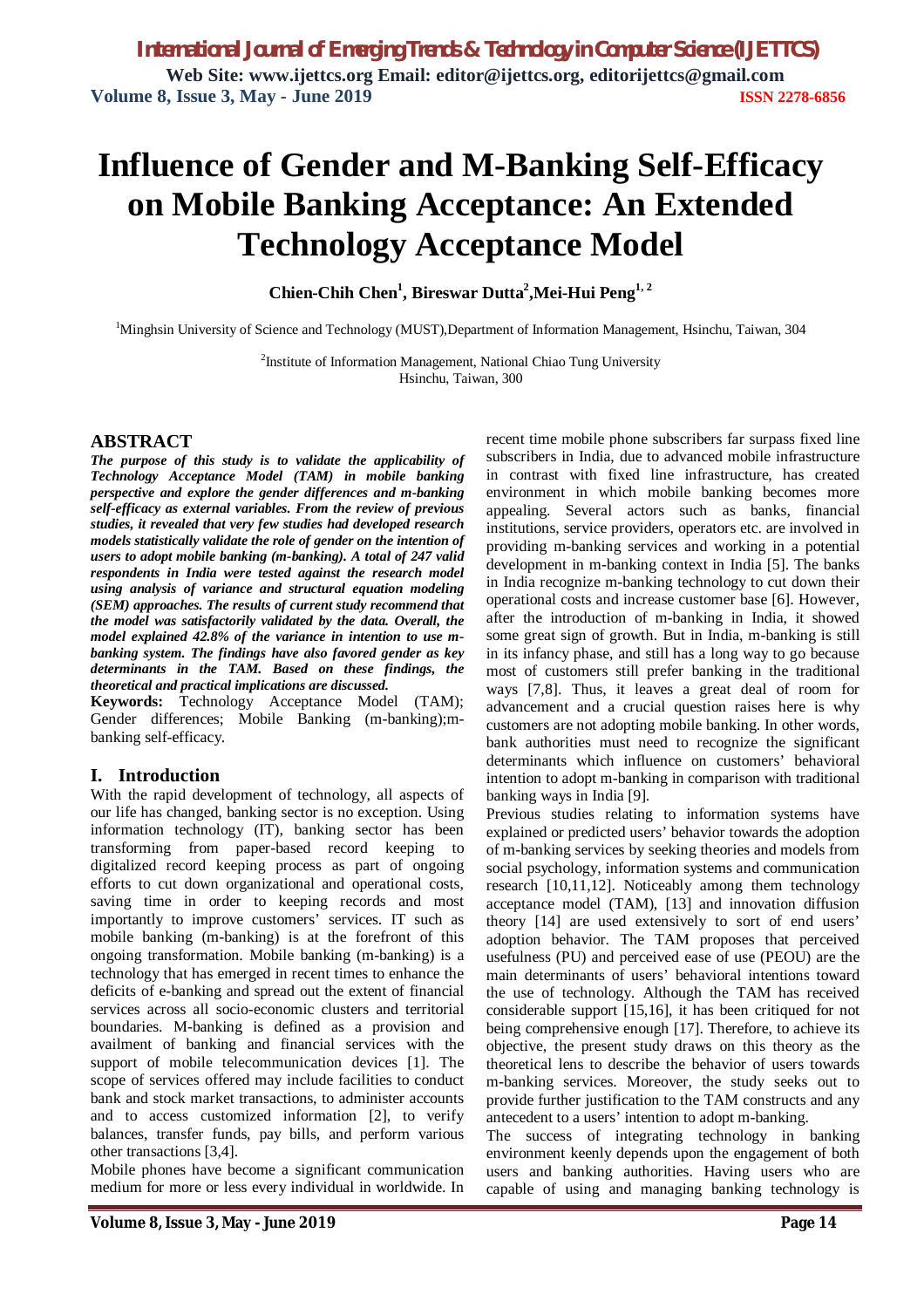# Influence of Gender and M-Banking Self-Efficacy on Mobile Banking Acceptance: An Extended Technology Acceptance Model

**Chien-Chih Chen[1], Bireswar Dutta[2], Mei-Hui Peng[1, 2]**

[1]Minghsin University of Science and Technology (MUST), Department of Information Management, Hsinchu, Taiwan, 304

[2]Institute of Information Management, National Chiao Tung University
Hsinchu, Taiwan, 300

## ABSTRACT

***The purpose of this study is to validate the applicability of Technology Acceptance Model (TAM) in mobile banking perspective and explore the gender differences and m-banking self-efficacy as external variables. From the review of previous studies, it revealed that very few studies had developed research models statistically validate the role of gender on the intention of users to adopt mobile banking (m-banking). A total of 247 valid respondents in India were tested against the research model using analysis of variance and structural equation modeling (SEM) approaches. The results of current study recommend that the model was satisfactorily validated by the data. Overall, the model explained 42.8% of the variance in intention to use m-banking system. The findings have also favored gender as key determinants in the TAM. Based on these findings, the theoretical and practical implications are discussed.***

**Keywords:** Technology Acceptance Model (TAM); Gender differences; Mobile Banking (m-banking); m-banking self-efficacy.

## I. Introduction

With the rapid development of technology, all aspects of our life has changed, banking sector is no exception. Using information technology (IT), banking sector has been transforming from paper-based record keeping to digitalized record keeping process as part of ongoing efforts to cut down organizational and operational costs, saving time in order to keeping records and most importantly to improve customers' services. IT such as mobile banking (m-banking) is at the forefront of this ongoing transformation. Mobile banking (m-banking) is a technology that has emerged in recent times to enhance the deficits of e-banking and spread out the extent of financial services across all socio-economic clusters and territorial boundaries. M-banking is defined as a provision and availment of banking and financial services with the support of mobile telecommunication devices [1]. The scope of services offered may include facilities to conduct bank and stock market transactions, to administer accounts and to access customized information [2], to verify balances, transfer funds, pay bills, and perform various other transactions [3,4].

Mobile phones have become a significant communication medium for more or less every individual in worldwide. In recent time mobile phone subscribers far surpass fixed line subscribers in India, due to advanced mobile infrastructure in contrast with fixed line infrastructure, has created environment in which mobile banking becomes more appealing. Several actors such as banks, financial institutions, service providers, operators etc. are involved in providing m-banking services and working in a potential development in m-banking context in India [5]. The banks in India recognize m-banking technology to cut down their operational costs and increase customer base [6]. However, after the introduction of m-banking in India, it showed some great sign of growth. But in India, m-banking is still in its infancy phase, and still has a long way to go because most of customers still prefer banking in the traditional ways [7,8]. Thus, it leaves a great deal of room for advancement and a crucial question raises here is why customers are not adopting mobile banking. In other words, bank authorities must need to recognize the significant determinants which influence on customers' behavioral intention to adopt m-banking in comparison with traditional banking ways in India [9].

Previous studies relating to information systems have explained or predicted users' behavior towards the adoption of m-banking services by seeking theories and models from social psychology, information systems and communication research [10,11,12]. Noticeably among them technology acceptance model (TAM), [13] and innovation diffusion theory [14] are used extensively to sort of end users' adoption behavior. The TAM proposes that perceived usefulness (PU) and perceived ease of use (PEOU) are the main determinants of users' behavioral intentions toward the use of technology. Although the TAM has received considerable support [15,16], it has been critiqued for not being comprehensive enough [17]. Therefore, to achieve its objective, the present study draws on this theory as the theoretical lens to describe the behavior of users towards m-banking services. Moreover, the study seeks out to provide further justification to the TAM constructs and any antecedent to a users' intention to adopt m-banking.

The success of integrating technology in banking environment keenly depends upon the engagement of both users and banking authorities. Having users who are capable of using and managing banking technology is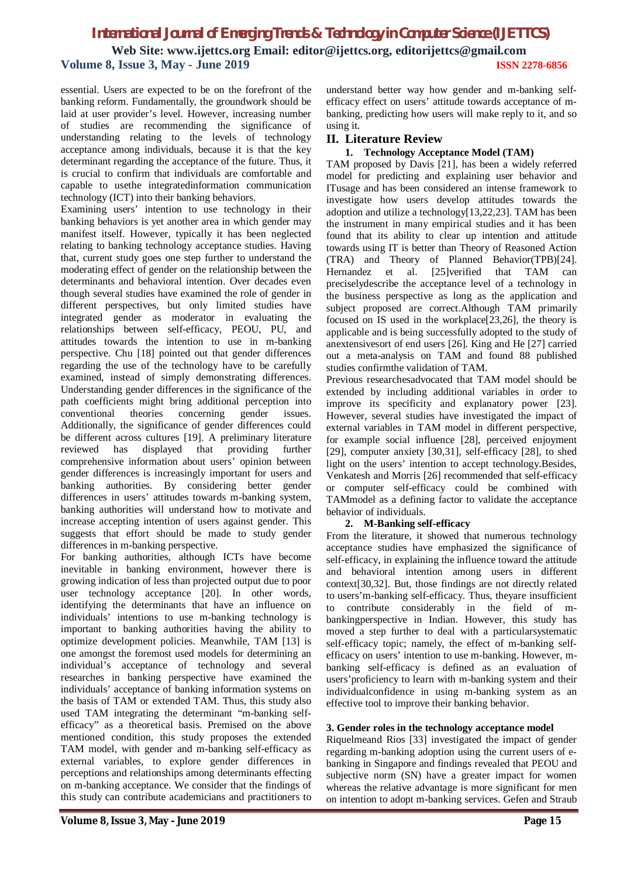essential. Users are expected to be on the forefront of the banking reform. Fundamentally, the groundwork should be laid at user provider's level. However, increasing number of studies are recommending the significance of understanding relating to the levels of technology acceptance among individuals, because it is that the key determinant regarding the acceptance of the future. Thus, it is crucial to confirm that individuals are comfortable and capable to usethe integratedinformation communication technology (ICT) into their banking behaviors.

Examining users' intention to use technology in their banking behaviors is yet another area in which gender may manifest itself. However, typically it has been neglected relating to banking technology acceptance studies. Having that, current study goes one step further to understand the moderating effect of gender on the relationship between the determinants and behavioral intention. Over decades even though several studies have examined the role of gender in different perspectives, but only limited studies have integrated gender as moderator in evaluating the relationships between self-efficacy, PEOU, PU, and attitudes towards the intention to use in m-banking perspective. Chu [18] pointed out that gender differences regarding the use of the technology have to be carefully examined, instead of simply demonstrating differences. Understanding gender differences in the significance of the path coefficients might bring additional perception into conventional theories concerning gender issues. Additionally, the significance of gender differences could be different across cultures [19]. A preliminary literature reviewed has displayed that providing further comprehensive information about users' opinion between gender differences is increasingly important for users and banking authorities. By considering better gender differences in users' attitudes towards m-banking system, banking authorities will understand how to motivate and increase accepting intention of users against gender. This suggests that effort should be made to study gender differences in m-banking perspective.

For banking authorities, although ICTs have become inevitable in banking environment, however there is growing indication of less than projected output due to poor user technology acceptance [20]. In other words, identifying the determinants that have an influence on individuals' intentions to use m-banking technology is important to banking authorities having the ability to optimize development policies. Meanwhile, TAM [13] is one amongst the foremost used models for determining an individual's acceptance of technology and several researches in banking perspective have examined the individuals' acceptance of banking information systems on the basis of TAM or extended TAM. Thus, this study also used TAM integrating the determinant "m-banking self-efficacy" as a theoretical basis. Premised on the above mentioned condition, this study proposes the extended TAM model, with gender and m-banking self-efficacy as external variables, to explore gender differences in perceptions and relationships among determinants effecting on m-banking acceptance. We consider that the findings of this study can contribute academicians and practitioners to understand better way how gender and m-banking self-efficacy effect on users' attitude towards acceptance of m-banking, predicting how users will make reply to it, and so using it.

## II. Literature Review

### 1. Technology Acceptance Model (TAM)

TAM proposed by Davis [21], has been a widely referred model for predicting and explaining user behavior and ITusage and has been considered an intense framework to investigate how users develop attitudes towards the adoption and utilize a technology[13,22,23]. TAM has been the instrument in many empirical studies and it has been found that its ability to clear up intention and attitude towards using IT is better than Theory of Reasoned Action (TRA) and Theory of Planned Behavior(TPB)[24]. Hernandez et al. [25]verified that TAM can preciselydescribe the acceptance level of a technology in the business perspective as long as the application and subject proposed are correct.Although TAM primarily focused on IS used in the workplace[23,26], the theory is applicable and is being successfully adopted to the study of anextensivesort of end users [26]. King and He [27] carried out a meta-analysis on TAM and found 88 published studies confirmthe validation of TAM.

Previous researchesadvocated that TAM model should be extended by including additional variables in order to improve its specificity and explanatory power [23]. However, several studies have investigated the impact of external variables in TAM model in different perspective, for example social influence [28], perceived enjoyment [29], computer anxiety [30,31], self-efficacy [28], to shed light on the users' intention to accept technology.Besides, Venkatesh and Morris [26] recommended that self-efficacy or computer self-efficacy could be combined with TAMmodel as a defining factor to validate the acceptance behavior of individuals.

### 2. M-Banking self-efficacy

From the literature, it showed that numerous technology acceptance studies have emphasized the significance of self-efficacy, in explaining the influence toward the attitude and behavioral intention among users in different context[30,32]. But, those findings are not directly related to users'm-banking self-efficacy. Thus, theyare insufficient to contribute considerably in the field of m-bankingperspective in Indian. However, this study has moved a step further to deal with a particularsystematic self-efficacy topic; namely, the effect of m-banking self-efficacy on users' intention to use m-banking. However, m-banking self-efficacy is defined as an evaluation of users'proficiency to learn with m-banking system and their individualconfidence in using m-banking system as an effective tool to improve their banking behavior.

### 3. Gender roles in the technology acceptance model

Riquelmeand Rios [33] investigated the impact of gender regarding m-banking adoption using the current users of e-banking in Singapore and findings revealed that PEOU and subjective norm (SN) have a greater impact for women whereas the relative advantage is more significant for men on intention to adopt m-banking services. Gefen and Straub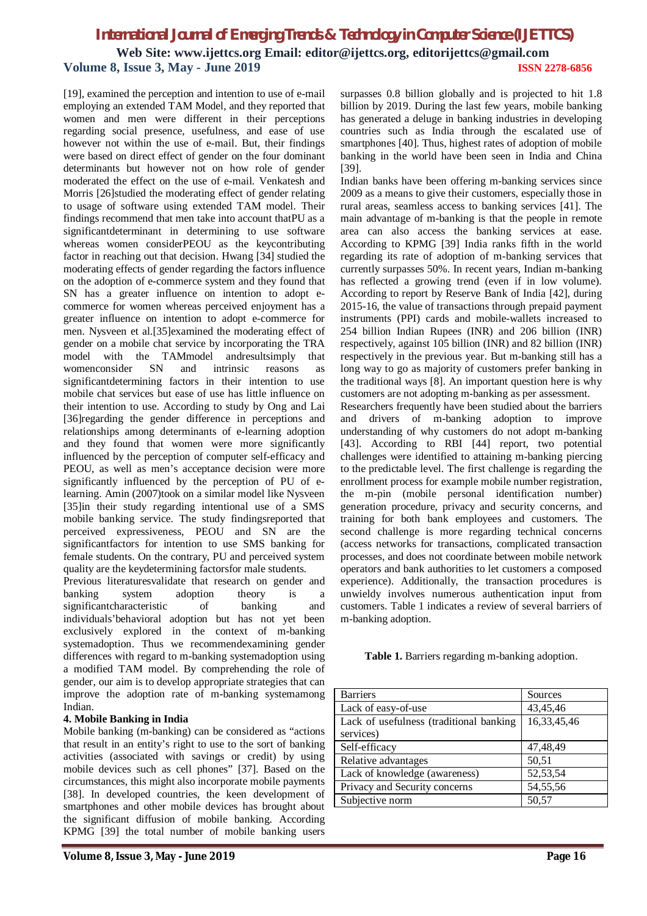[19], examined the perception and intention to use of e-mail employing an extended TAM Model, and they reported that women and men were different in their perceptions regarding social presence, usefulness, and ease of use however not within the use of e-mail. But, their findings were based on direct effect of gender on the four dominant determinants but however not on how role of gender moderated the effect on the use of e-mail. Venkatesh and Morris [26]studied the moderating effect of gender relating to usage of software using extended TAM model. Their findings recommend that men take into account thatPU as a significantdeterminant in determining to use software whereas women considerPEOU as the keycontributing factor in reaching out that decision. Hwang [34] studied the moderating effects of gender regarding the factors influence on the adoption of e-commerce system and they found that SN has a greater influence on intention to adopt e-commerce for women whereas perceived enjoyment has a greater influence on intention to adopt e-commerce for men. Nysveen et al.[35]examined the moderating effect of gender on a mobile chat service by incorporating the TRA model with the TAMmodel andresultsimply that womenconsider SN and intrinsic reasons as significantdetermining factors in their intention to use mobile chat services but ease of use has little influence on their intention to use. According to study by Ong and Lai [36]regarding the gender difference in perceptions and relationships among determinants of e-learning adoption and they found that women were more significantly influenced by the perception of computer self-efficacy and PEOU, as well as men's acceptance decision were more significantly influenced by the perception of PU of e-learning. Amin (2007)took on a similar model like Nysveen [35]in their study regarding intentional use of a SMS mobile banking service. The study findingsreported that perceived expressiveness, PEOU and SN are the significantfactors for intention to use SMS banking for female students. On the contrary, PU and perceived system quality are the keydetermining factorsfor male students.

Previous literaturesvalidate that research on gender and banking system adoption theory is a significantcharacteristic of banking and individuals'behavioral adoption but has not yet been exclusively explored in the context of m-banking systemadoption. Thus we recommendexamining gender differences with regard to m-banking systemadoption using a modified TAM model. By comprehending the role of gender, our aim is to develop appropriate strategies that can improve the adoption rate of m-banking systemamong Indian.

**4. Mobile Banking in India**

Mobile banking (m-banking) can be considered as "actions that result in an entity's right to use to the sort of banking activities (associated with savings or credit) by using mobile devices such as cell phones" [37]. Based on the circumstances, this might also incorporate mobile payments [38]. In developed countries, the keen development of smartphones and other mobile devices has brought about the significant diffusion of mobile banking. According KPMG [39] the total number of mobile banking users surpasses 0.8 billion globally and is projected to hit 1.8 billion by 2019. During the last few years, mobile banking has generated a deluge in banking industries in developing countries such as India through the escalated use of smartphones [40]. Thus, highest rates of adoption of mobile banking in the world have been seen in India and China [39].

Indian banks have been offering m-banking services since 2009 as a means to give their customers, especially those in rural areas, seamless access to banking services [41]. The main advantage of m-banking is that the people in remote area can also access the banking services at ease. According to KPMG [39] India ranks fifth in the world regarding its rate of adoption of m-banking services that currently surpasses 50%. In recent years, Indian m-banking has reflected a growing trend (even if in low volume). According to report by Reserve Bank of India [42], during 2015-16, the value of transactions through prepaid payment instruments (PPI) cards and mobile-wallets increased to 254 billion Indian Rupees (INR) and 206 billion (INR) respectively, against 105 billion (INR) and 82 billion (INR) respectively in the previous year. But m-banking still has a long way to go as majority of customers prefer banking in the traditional ways [8]. An important question here is why customers are not adopting m-banking as per assessment.

Researchers frequently have been studied about the barriers and drivers of m-banking adoption to improve understanding of why customers do not adopt m-banking [43]. According to RBI [44] report, two potential challenges were identified to attaining m-banking piercing to the predictable level. The first challenge is regarding the enrollment process for example mobile number registration, the m-pin (mobile personal identification number) generation procedure, privacy and security concerns, and training for both bank employees and customers. The second challenge is more regarding technical concerns (access networks for transactions, complicated transaction processes, and does not coordinate between mobile network operators and bank authorities to let customers a composed experience). Additionally, the transaction procedures is unwieldy involves numerous authentication input from customers. Table 1 indicates a review of several barriers of m-banking adoption.

**Table 1.** Barriers regarding m-banking adoption.

| Barriers | Sources |
|---|---|
| Lack of easy-of-use | 43,45,46 |
| Lack of usefulness (traditional banking services) | 16,33,45,46 |
| Self-efficacy | 47,48,49 |
| Relative advantages | 50,51 |
| Lack of knowledge (awareness) | 52,53,54 |
| Privacy and Security concerns | 54,55,56 |
| Subjective norm | 50,57 |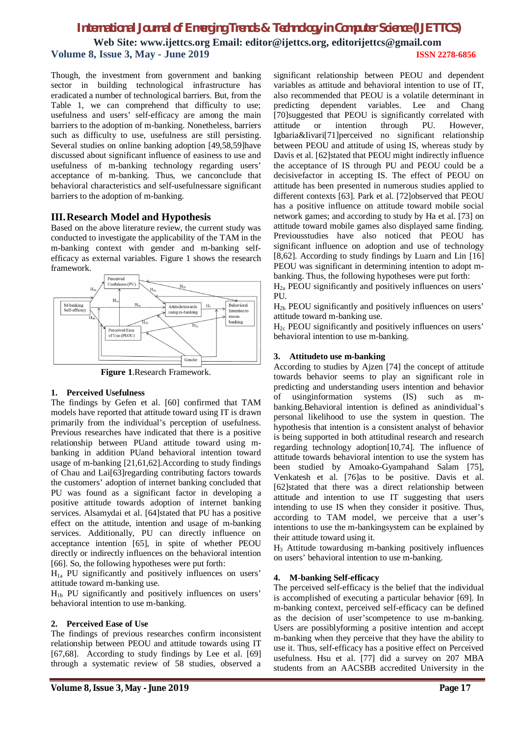Though, the investment from government and banking sector in building technological infrastructure has eradicated a number of technological barriers. But, from the Table 1, we can comprehend that difficulty to use; usefulness and users' self-efficacy are among the main barriers to the adoption of m-banking. Nonetheless, barriers such as difficulty to use, usefulness are still persisting. Several studies on online banking adoption [49,58,59]have discussed about significant influence of easiness to use and usefulness of m-banking technology regarding users' acceptance of m-banking. Thus, we canconclude that behavioral characteristics and self-usefulnessare significant barriers to the adoption of m-banking.

## III. Research Model and Hypothesis

Based on the above literature review, the current study was conducted to investigate the applicability of the TAM in the m-banking context with gender and m-banking self-efficacy as external variables. Figure 1 shows the research framework.

**Figure 1**.Research Framework.

### 1. Perceived Usefulness

The findings by Gefen et al. [60] confirmed that TAM models have reported that attitude toward using IT is drawn primarily from the individual's perception of usefulness. Previous researches have indicated that there is a positive relationship between PUand attitude toward using m-banking in addition PUand behavioral intention toward usage of m-banking [21,61,62].According to study findings of Chau and Lai[63]regarding contributing factors towards the customers' adoption of internet banking concluded that PU was found as a significant factor in developing a positive attitude towards adoption of internet banking services. Alsamydai et al. [64]stated that PU has a positive effect on the attitude, intention and usage of m-banking services. Additionally, PU can directly influence on acceptance intention [65], in spite of whether PEOU directly or indirectly influences on the behavioral intention [66]. So, the following hypotheses were put forth:

$H_{1a}$ PU significantly and positively influences on users' attitude toward m-banking use.

$H_{1b}$ PU significantly and positively influences on users' behavioral intention to use m-banking.

### 2. Perceived Ease of Use

The findings of previous researches confirm inconsistent relationship between PEOU and attitude towards using IT [67,68]. According to study findings by Lee et al. [69] through a systematic review of 58 studies, observed a significant relationship between PEOU and dependent variables as attitude and behavioral intention to use of IT, also recommended that PEOU is a volatile determinant in predicting dependent variables. Lee and Chang [70]suggested that PEOU is significantly correlated with attitude or intention through PU. However, Igbaria&Iivari[71]perceived no significant relationship between PEOU and attitude of using IS, whereas study by Davis et al. [62]stated that PEOU might indirectly influence the acceptance of IS through PU and PEOU could be a decisivefactor in accepting IS. The effect of PEOU on attitude has been presented in numerous studies applied to different contexts [63]. Park et al. [72]observed that PEOU has a positive influence on attitude toward mobile social network games; and according to study by Ha et al. [73] on attitude toward mobile games also displayed same finding. Previousstudies have also noticed that PEOU has significant influence on adoption and use of technology [8,62]. According to study findings by Luarn and Lin [16] PEOU was significant in determining intention to adopt m-banking. Thus, the following hypotheses were put forth:

$H_{2a}$ PEOU significantly and positively influences on users' PU.

$H_{2b}$ PEOU significantly and positively influences on users' attitude toward m-banking use.

$H_{2c}$ PEOU significantly and positively influences on users' behavioral intention to use m-banking.

### 3. Attitudeto use m-banking

According to studies by Ajzen [74] the concept of attitude towards behavior seems to play an significant role in predicting and understanding users intention and behavior of usinginformation systems (IS) such as m-banking.Behavioral intention is defined as anindividual's personal likelihood to use the system in question. The hypothesis that intention is a consistent analyst of behavior is being supported in both attitudinal research and research regarding technology adoption[10,74]. The influence of attitude towards behavioral intention to use the system has been studied by Amoako-Gyampahand Salam [75], Venkatesh et al. [76]as to be positive. Davis et al. [62]stated that there was a direct relationship between attitude and intention to use IT suggesting that users intending to use IS when they consider it positive. Thus, according to TAM model, we perceive that a user's intentions to use the m-bankingsystem can be explained by their attitude toward using it.

$H_3$ Attitude towardusing m-banking positively influences on users' behavioral intention to use m-banking.

### 4. M-banking Self-efficacy

The perceived self-efficacy is the belief that the individual is accomplished of executing a particular behavior [69]. In m-banking context, perceived self-efficacy can be defined as the decision of user'scompetence to use m-banking. Users are possiblyforming a positive intention and accept m-banking when they perceive that they have the ability to use it. Thus, self-efficacy has a positive effect on Perceived usefulness. Hsu et al. [77] did a survey on 207 MBA students from an AACSBB accredited University in the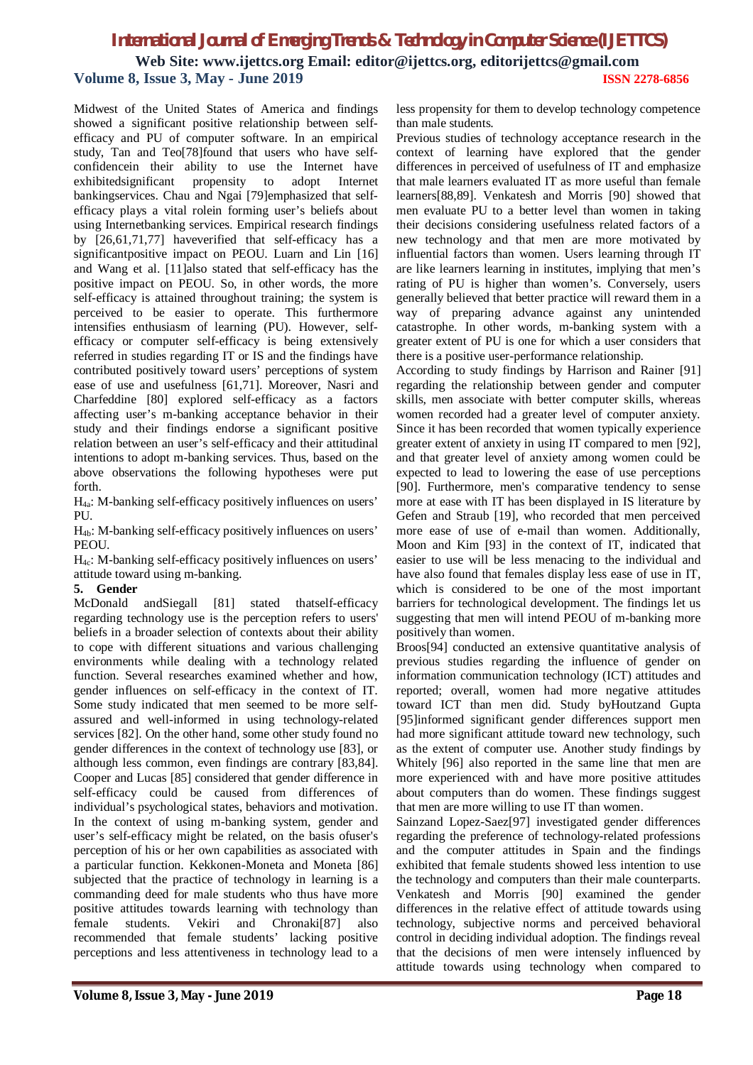Midwest of the United States of America and findings showed a significant positive relationship between self-efficacy and PU of computer software. In an empirical study, Tan and Teo[78]found that users who have self-confidencein their ability to use the Internet have exhibitedsignificant propensity to adopt Internet bankingservices. Chau and Ngai [79]emphasized that self-efficacy plays a vital rolein forming user's beliefs about using Internetbanking services. Empirical research findings by [26,61,71,77] haveverified that self-efficacy has a significantpositive impact on PEOU. Luarn and Lin [16] and Wang et al. [11]also stated that self-efficacy has the positive impact on PEOU. So, in other words, the more self-efficacy is attained throughout training; the system is perceived to be easier to operate. This furthermore intensifies enthusiasm of learning (PU). However, self-efficacy or computer self-efficacy is being extensively referred in studies regarding IT or IS and the findings have contributed positively toward users' perceptions of system ease of use and usefulness [61,71]. Moreover, Nasri and Charfeddine [80] explored self-efficacy as a factors affecting user's m-banking acceptance behavior in their study and their findings endorse a significant positive relation between an user's self-efficacy and their attitudinal intentions to adopt m-banking services. Thus, based on the above observations the following hypotheses were put forth.

$H_{4a}$: M-banking self-efficacy positively influences on users' PU.

$H_{4b}$: M-banking self-efficacy positively influences on users' PEOU.

$H_{4c}$: M-banking self-efficacy positively influences on users' attitude toward using m-banking.

**5. Gender**

McDonald andSiegall [81] stated thatself-efficacy regarding technology use is the perception refers to users' beliefs in a broader selection of contexts about their ability to cope with different situations and various challenging environments while dealing with a technology related function. Several researches examined whether and how, gender influences on self-efficacy in the context of IT. Some study indicated that men seemed to be more self-assured and well-informed in using technology-related services [82]. On the other hand, some other study found no gender differences in the context of technology use [83], or although less common, even findings are contrary [83,84]. Cooper and Lucas [85] considered that gender difference in self-efficacy could be caused from differences of individual's psychological states, behaviors and motivation. In the context of using m-banking system, gender and user's self-efficacy might be related, on the basis ofuser's perception of his or her own capabilities as associated with a particular function. Kekkonen-Moneta and Moneta [86] subjected that the practice of technology in learning is a commanding deed for male students who thus have more positive attitudes towards learning with technology than female students. Vekiri and Chronaki[87] also recommended that female students' lacking positive perceptions and less attentiveness in technology lead to a less propensity for them to develop technology competence than male students.

Previous studies of technology acceptance research in the context of learning have explored that the gender differences in perceived of usefulness of IT and emphasize that male learners evaluated IT as more useful than female learners[88,89]. Venkatesh and Morris [90] showed that men evaluate PU to a better level than women in taking their decisions considering usefulness related factors of a new technology and that men are more motivated by influential factors than women. Users learning through IT are like learners learning in institutes, implying that men's rating of PU is higher than women's. Conversely, users generally believed that better practice will reward them in a way of preparing advance against any unintended catastrophe. In other words, m-banking system with a greater extent of PU is one for which a user considers that there is a positive user-performance relationship.

According to study findings by Harrison and Rainer [91] regarding the relationship between gender and computer skills, men associate with better computer skills, whereas women recorded had a greater level of computer anxiety. Since it has been recorded that women typically experience greater extent of anxiety in using IT compared to men [92], and that greater level of anxiety among women could be expected to lead to lowering the ease of use perceptions [90]. Furthermore, men's comparative tendency to sense more at ease with IT has been displayed in IS literature by Gefen and Straub [19], who recorded that men perceived more ease of use of e-mail than women. Additionally, Moon and Kim [93] in the context of IT, indicated that easier to use will be less menacing to the individual and have also found that females display less ease of use in IT, which is considered to be one of the most important barriers for technological development. The findings let us suggesting that men will intend PEOU of m-banking more positively than women.

Broos[94] conducted an extensive quantitative analysis of previous studies regarding the influence of gender on information communication technology (ICT) attitudes and reported; overall, women had more negative attitudes toward ICT than men did. Study byHoutzand Gupta [95]informed significant gender differences support men had more significant attitude toward new technology, such as the extent of computer use. Another study findings by Whitely [96] also reported in the same line that men are more experienced with and have more positive attitudes about computers than do women. These findings suggest that men are more willing to use IT than women.

Sainzand Lopez-Saez[97] investigated gender differences regarding the preference of technology-related professions and the computer attitudes in Spain and the findings exhibited that female students showed less intention to use the technology and computers than their male counterparts. Venkatesh and Morris [90] examined the gender differences in the relative effect of attitude towards using technology, subjective norms and perceived behavioral control in deciding individual adoption. The findings reveal that the decisions of men were intensely influenced by attitude towards using technology when compared to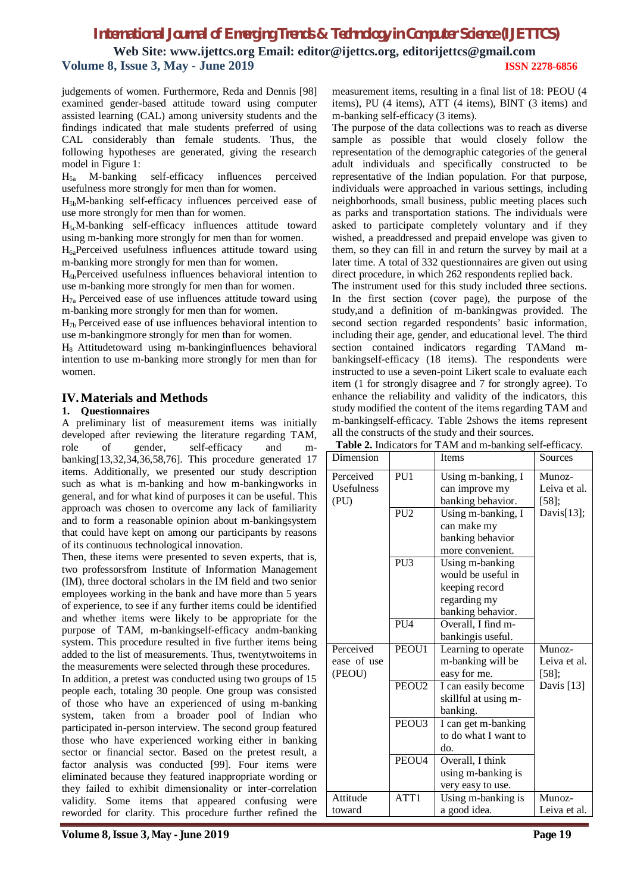judgements of women. Furthermore, Reda and Dennis [98] examined gender-based attitude toward using computer assisted learning (CAL) among university students and the findings indicated that male students preferred of using CAL considerably than female students. Thus, the following hypotheses are generated, giving the research model in Figure 1:

$H_{5a}$ M-banking self-efficacy influences perceived usefulness more strongly for men than for women.

$H_{5b}$M-banking self-efficacy influences perceived ease of use more strongly for men than for women.

$H_{5c}$M-banking self-efficacy influences attitude toward using m-banking more strongly for men than for women.

$H_{6a}$Perceived usefulness influences attitude toward using m-banking more strongly for men than for women.

$H_{6b}$Perceived usefulness influences behavioral intention to use m-banking more strongly for men than for women.

$H_{7a}$ Perceived ease of use influences attitude toward using m-banking more strongly for men than for women.

$H_{7b}$ Perceived ease of use influences behavioral intention to use m-bankingmore strongly for men than for women.

$H_8$ Attitudetoward using m-bankinginfluences behavioral intention to use m-banking more strongly for men than for women.

## IV. Materials and Methods

### 1. Questionnaires

A preliminary list of measurement items was initially developed after reviewing the literature regarding TAM, role of gender, self-efficacy and m-banking[13,32,34,36,58,76]. This procedure generated 17 items. Additionally, we presented our study description such as what is m-banking and how m-bankingworks in general, and for what kind of purposes it can be useful. This approach was chosen to overcome any lack of familiarity and to form a reasonable opinion about m-bankingsystem that could have kept on among our participants by reasons of its continuous technological innovation.

Then, these items were presented to seven experts, that is, two professorsfrom Institute of Information Management (IM), three doctoral scholars in the IM field and two senior employees working in the bank and have more than 5 years of experience, to see if any further items could be identified and whether items were likely to be appropriate for the purpose of TAM, m-bankingself-efficacy andm-banking system. This procedure resulted in five further items being added to the list of measurements. Thus, twentytwoitems in the measurements were selected through these procedures.

In addition, a pretest was conducted using two groups of 15 people each, totaling 30 people. One group was consisted of those who have an experienced of using m-banking system, taken from a broader pool of Indian who participated in-person interview. The second group featured those who have experienced working either in banking sector or financial sector. Based on the pretest result, a factor analysis was conducted [99]. Four items were eliminated because they featured inappropriate wording or they failed to exhibit dimensionality or inter-correlation validity. Some items that appeared confusing were reworded for clarity. This procedure further refined the measurement items, resulting in a final list of 18: PEOU (4 items), PU (4 items), ATT (4 items), BINT (3 items) and m-banking self-efficacy (3 items).

The purpose of the data collections was to reach as diverse sample as possible that would closely follow the representation of the demographic categories of the general adult individuals and specifically constructed to be representative of the Indian population. For that purpose, individuals were approached in various settings, including neighborhoods, small business, public meeting places such as parks and transportation stations. The individuals were asked to participate completely voluntary and if they wished, a preaddressed and prepaid envelope was given to them, so they can fill in and return the survey by mail at a later time. A total of 332 questionnaires are given out using direct procedure, in which 262 respondents replied back.

The instrument used for this study included three sections. In the first section (cover page), the purpose of the study,and a definition of m-bankingwas provided. The second section regarded respondents' basic information, including their age, gender, and educational level. The third section contained indicators regarding TAMand m-bankingself-efficacy (18 items). The respondents were instructed to use a seven-point Likert scale to evaluate each item (1 for strongly disagree and 7 for strongly agree). To enhance the reliability and validity of the indicators, this study modified the content of the items regarding TAM and m-bankingself-efficacy. Table 2shows the items represent all the constructs of the study and their sources.

**Table 2.** Indicators for TAM and m-banking self-efficacy.

| Dimension | | Items | Sources |
|---|---|---|---|
| Perceived Usefulness (PU) | PU1 | Using m-banking, I can improve my banking behavior. | Munoz-Leiva et al. [58]; Davis[13]; |
| | PU2 | Using m-banking, I can make my banking behavior more convenient. | |
| | PU3 | Using m-banking would be useful in keeping record regarding my banking behavior. | |
| | PU4 | Overall, I find m-bankingis useful. | |
| Perceived ease of use (PEOU) | PEOU1 | Learning to operate m-banking will be easy for me. | Munoz-Leiva et al. [58]; Davis [13] |
| | PEOU2 | I can easily become skillful at using m-banking. | |
| | PEOU3 | I can get m-banking to do what I want to do. | |
| | PEOU4 | Overall, I think using m-banking is very easy to use. | |
| Attitude toward | ATT1 | Using m-banking is a good idea. | Munoz-Leiva et al. |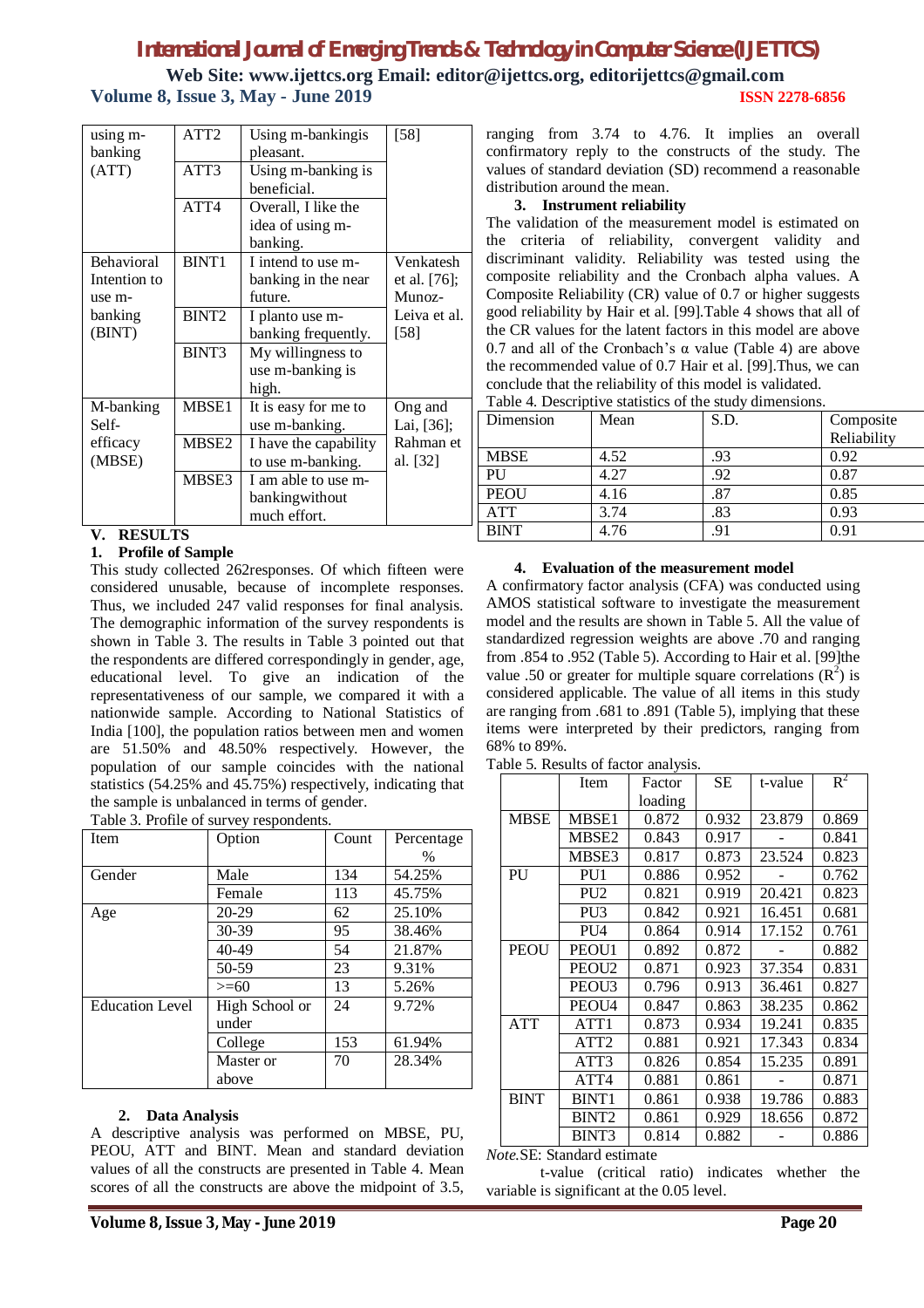| | | | |
|---|---|---|---|
| using m-banking (ATT) | ATT2 | Using m-bankingis pleasant. | [58] |
| | ATT3 | Using m-banking is beneficial. | |
| | ATT4 | Overall, I like the idea of using m-banking. | |
| Behavioral Intention to use m-banking (BINT) | BINT1 | I intend to use m-banking in the near future. | Venkatesh et al. [76]; Munoz-Leiva et al. [58] |
| | BINT2 | I planto use m-banking frequently. | |
| | BINT3 | My willingness to use m-banking is high. | |
| M-banking Self-efficacy (MBSE) | MBSE1 | It is easy for me to use m-banking. | Ong and Lai, [36]; Rahman et al. [32] |
| | MBSE2 | I have the capability to use m-banking. | |
| | MBSE3 | I am able to use m-bankingwithout much effort. | |

## V. RESULTS

### 1. Profile of Sample

This study collected 262responses. Of which fifteen were considered unusable, because of incomplete responses. Thus, we included 247 valid responses for final analysis. The demographic information of the survey respondents is shown in Table 3. The results in Table 3 pointed out that the respondents are differed correspondingly in gender, age, educational level. To give an indication of the representativeness of our sample, we compared it with a nationwide sample. According to National Statistics of India [100], the population ratios between men and women are 51.50% and 48.50% respectively. However, the population of our sample coincides with the national statistics (54.25% and 45.75%) respectively, indicating that the sample is unbalanced in terms of gender.

Table 3. Profile of survey respondents.

| Item | Option | Count | Percentage % |
|---|---|---|---|
| Gender | Male | 134 | 54.25% |
| | Female | 113 | 45.75% |
| Age | 20-29 | 62 | 25.10% |
| | 30-39 | 95 | 38.46% |
| | 40-49 | 54 | 21.87% |
| | 50-59 | 23 | 9.31% |
| | >=60 | 13 | 5.26% |
| Education Level | High School or under | 24 | 9.72% |
| | College | 153 | 61.94% |
| | Master or above | 70 | 28.34% |

### 2. Data Analysis

A descriptive analysis was performed on MBSE, PU, PEOU, ATT and BINT. Mean and standard deviation values of all the constructs are presented in Table 4. Mean scores of all the constructs are above the midpoint of 3.5, ranging from 3.74 to 4.76. It implies an overall confirmatory reply to the constructs of the study. The values of standard deviation (SD) recommend a reasonable distribution around the mean.

### 3. Instrument reliability

The validation of the measurement model is estimated on the criteria of reliability, convergent validity and discriminant validity. Reliability was tested using the composite reliability and the Cronbach alpha values. A Composite Reliability (CR) value of 0.7 or higher suggests good reliability by Hair et al. [99].Table 4 shows that all of the CR values for the latent factors in this model are above 0.7 and all of the Cronbach's α value (Table 4) are above the recommended value of 0.7 Hair et al. [99].Thus, we can conclude that the reliability of this model is validated.

Table 4. Descriptive statistics of the study dimensions.

| Dimension | Mean | S.D. | Composite Reliability |
|---|---|---|---|
| MBSE | 4.52 | .93 | 0.92 |
| PU | 4.27 | .92 | 0.87 |
| PEOU | 4.16 | .87 | 0.85 |
| ATT | 3.74 | .83 | 0.93 |
| BINT | 4.76 | .91 | 0.91 |

### 4. Evaluation of the measurement model

A confirmatory factor analysis (CFA) was conducted using AMOS statistical software to investigate the measurement model and the results are shown in Table 5. All the value of standardized regression weights are above .70 and ranging from .854 to .952 (Table 5). According to Hair et al. [99]the value .50 or greater for multiple square correlations ($R^2$) is considered applicable. The value of all items in this study are ranging from .681 to .891 (Table 5), implying that these items were interpreted by their predictors, ranging from 68% to 89%.

Table 5. Results of factor analysis.

| | Item | Factor loading | SE | t-value | $R^2$ |
|---|---|---|---|---|---|
| MBSE | MBSE1 | 0.872 | 0.932 | 23.879 | 0.869 |
| | MBSE2 | 0.843 | 0.917 | - | 0.841 |
| | MBSE3 | 0.817 | 0.873 | 23.524 | 0.823 |
| PU | PU1 | 0.886 | 0.952 | - | 0.762 |
| | PU2 | 0.821 | 0.919 | 20.421 | 0.823 |
| | PU3 | 0.842 | 0.921 | 16.451 | 0.681 |
| | PU4 | 0.864 | 0.914 | 17.152 | 0.761 |
| PEOU | PEOU1 | 0.892 | 0.872 | - | 0.882 |
| | PEOU2 | 0.871 | 0.923 | 37.354 | 0.831 |
| | PEOU3 | 0.796 | 0.913 | 36.461 | 0.827 |
| | PEOU4 | 0.847 | 0.863 | 38.235 | 0.862 |
| ATT | ATT1 | 0.873 | 0.934 | 19.241 | 0.835 |
| | ATT2 | 0.881 | 0.921 | 17.343 | 0.834 |
| | ATT3 | 0.826 | 0.854 | 15.235 | 0.891 |
| | ATT4 | 0.881 | 0.861 | - | 0.871 |
| BINT | BINT1 | 0.861 | 0.938 | 19.786 | 0.883 |
| | BINT2 | 0.861 | 0.929 | 18.656 | 0.872 |
| | BINT3 | 0.814 | 0.882 | - | 0.886 |

*Note.*SE: Standard estimate

t-value (critical ratio) indicates whether the variable is significant at the 0.05 level.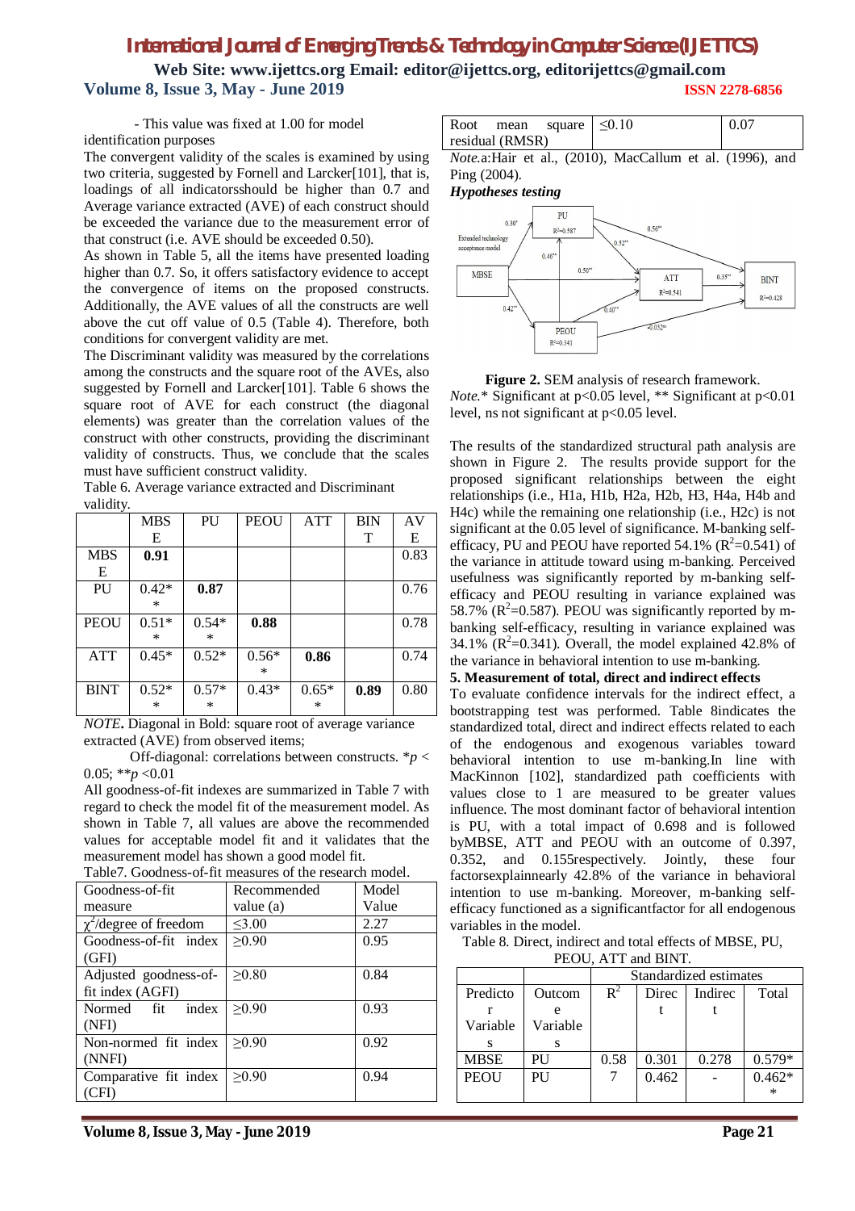- This value was fixed at 1.00 for model identification purposes

The convergent validity of the scales is examined by using two criteria, suggested by Fornell and Larcker[101], that is, loadings of all indicatorsshould be higher than 0.7 and Average variance extracted (AVE) of each construct should be exceeded the variance due to the measurement error of that construct (i.e. AVE should be exceeded 0.50).

As shown in Table 5, all the items have presented loading higher than 0.7. So, it offers satisfactory evidence to accept the convergence of items on the proposed constructs. Additionally, the AVE values of all the constructs are well above the cut off value of 0.5 (Table 4). Therefore, both conditions for convergent validity are met.

The Discriminant validity was measured by the correlations among the constructs and the square root of the AVEs, also suggested by Fornell and Larcker[101]. Table 6 shows the square root of AVE for each construct (the diagonal elements) was greater than the correlation values of the construct with other constructs, providing the discriminant validity of constructs. Thus, we conclude that the scales must have sufficient construct validity.

Table 6. Average variance extracted and Discriminant validity.

| | MBSE | PU | PEOU | ATT | BINT | AVE |
|---|---|---|---|---|---|---|
| MBSE | **0.91** | | | | | 0.83 |
| PU | 0.42** | **0.87** | | | | 0.76 |
| PEOU | 0.51** | 0.54** | **0.88** | | | 0.78 |
| ATT | 0.45* | 0.52* | 0.56** | **0.86** | | 0.74 |
| BINT | 0.52** | 0.57** | 0.43* | 0.65** | **0.89** | 0.80 |

***NOTE*.** Diagonal in Bold: square root of average variance extracted (AVE) from observed items;

Off-diagonal: correlations between constructs. *$p$ < 0.05; **$p$ <0.01

All goodness-of-fit indexes are summarized in Table 7 with regard to check the model fit of the measurement model. As shown in Table 7, all values are above the recommended values for acceptable model fit and it validates that the measurement model has shown a good model fit.

Table7. Goodness-of-fit measures of the research model.

| Goodness-of-fit measure | Recommended value (a) | Model Value |
|---|---|---|
| $\chi^2$/degree of freedom | ≤3.00 | 2.27 |
| Goodness-of-fit index (GFI) | ≥0.90 | 0.95 |
| Adjusted goodness-of-fit index (AGFI) | ≥0.80 | 0.84 |
| Normed fit index (NFI) | ≥0.90 | 0.93 |
| Non-normed fit index (NNFI) | ≥0.90 | 0.92 |
| Comparative fit index (CFI) | ≥0.90 | 0.94 |
| Root mean square residual (RMSR) | ≤0.10 | 0.07 |

*Note*.a:Hair et al., (2010), MacCallum et al. (1996), and Ping (2004).

***Hypotheses testing***

**Figure 2.** SEM analysis of research framework.

*Note.** Significant at p<0.05 level, ** Significant at p<0.01 level, ns not significant at p<0.05 level.

The results of the standardized structural path analysis are shown in Figure 2. The results provide support for the eight proposed significant relationships between the eight relationships (i.e., H1a, H1b, H2a, H2b, H3, H4a, H4b and H4c) while the remaining one relationship (i.e., H2c) is not significant at the 0.05 level of significance. M-banking self-efficacy, PU and PEOU have reported 54.1% ($R^2$=0.541) of the variance in attitude toward using m-banking. Perceived usefulness was significantly reported by m-banking self-efficacy and PEOU resulting in variance explained was 58.7% ($R^2$=0.587). PEOU was significantly reported by m-banking self-efficacy, resulting in variance explained was 34.1% ($R^2$=0.341). Overall, the model explained 42.8% of the variance in behavioral intention to use m-banking.

**5. Measurement of total, direct and indirect effects**

To evaluate confidence intervals for the indirect effect, a bootstrapping test was performed. Table 8indicates the standardized total, direct and indirect effects related to each of the endogenous and exogenous variables toward behavioral intention to use m-banking.In line with MacKinnon [102], standardized path coefficients with values close to 1 are measured to be greater values influence. The most dominant factor of behavioral intention is PU, with a total impact of 0.698 and is followed byMBSE, ATT and PEOU with an outcome of 0.397, 0.352, and 0.155respectively. Jointly, these four factorsexplainnearly 42.8% of the variance in behavioral intention to use m-banking. Moreover, m-banking self-efficacy functioned as a significantfactor for all endogenous variables in the model.

Table 8. Direct, indirect and total effects of MBSE, PU, PEOU, ATT and BINT.

| Predictor Variables | Outcome Variables | Standardized estimates | | | |
|---|---|---|---|---|---|
| | | $R^2$ | Direct | Indirect | Total |
| MBSE | PU | 0.587 | 0.301 | 0.278 | 0.579* |
| PEOU | PU | | 0.462 | - | 0.462** |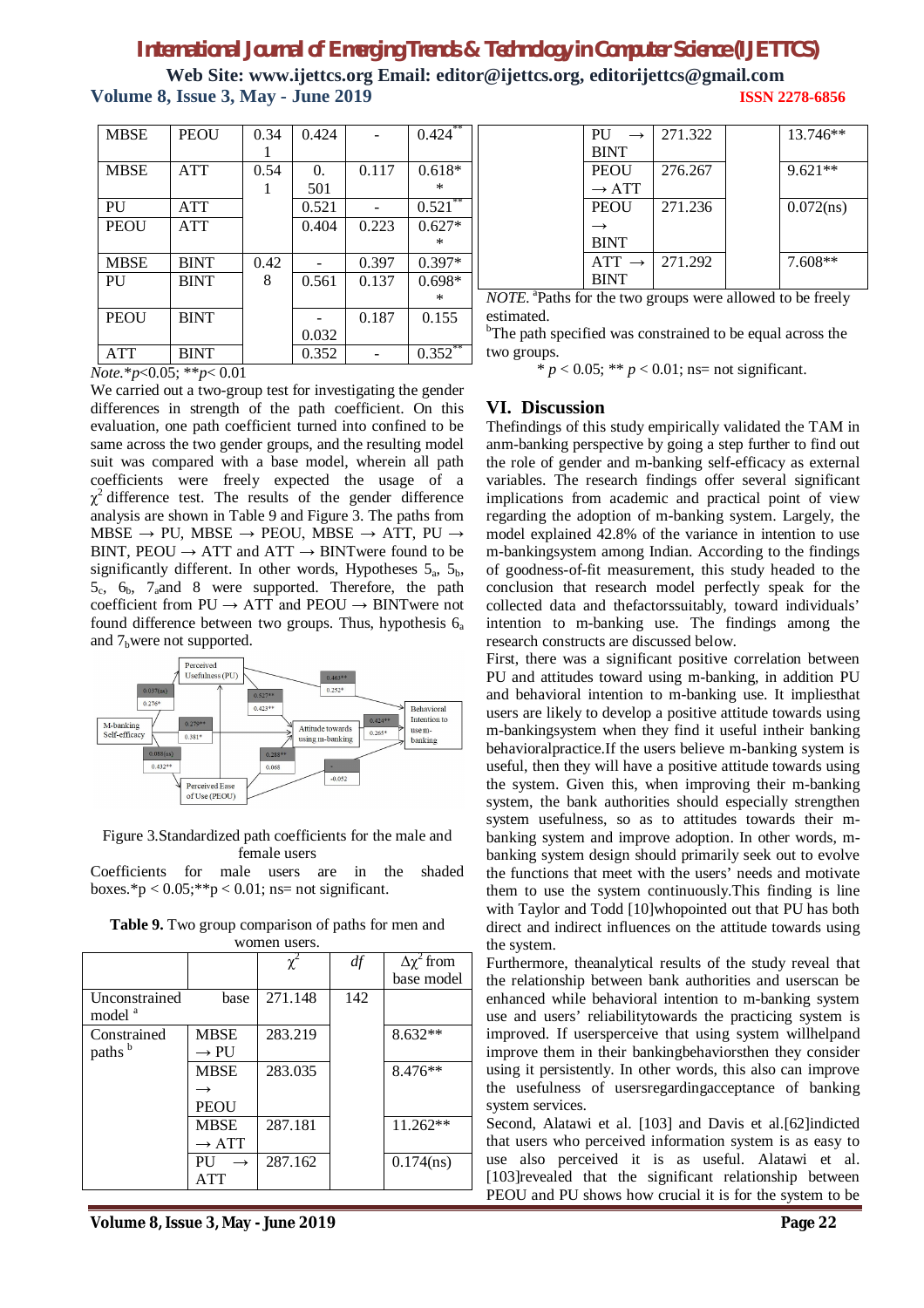| MBSE | PEOU | 0.341 | 0.424 | - | 0.424** |
|---|---|---|---|---|---|
| MBSE | ATT | 0.541 | 0.501 | 0.117 | 0.618** |
| PU | ATT | | 0.521 | - | 0.521** |
| PEOU | ATT | | 0.404 | 0.223 | 0.627** |
| MBSE | BINT | 0.428 | - | 0.397 | 0.397* |
| PU | BINT | | 0.561 | 0.137 | 0.698** |
| PEOU | BINT | | -0.032 | 0.187 | 0.155 |
| ATT | BINT | | 0.352 | - | 0.352** |

*Note.* *$p$<0.05; **$p$< 0.01

We carried out a two-group test for investigating the gender differences in strength of the path coefficient. On this evaluation, one path coefficient turned into confined to be same across the two gender groups, and the resulting model suit was compared with a base model, wherein all path coefficients were freely expected the usage of a $\chi^2$ difference test. The results of the gender difference analysis are shown in Table 9 and Figure 3. The paths from MBSE → PU, MBSE → PEOU, MBSE → ATT, PU → BINT, PEOU → ATT and ATT → BINTwere found to be significantly different. In other words, Hypotheses $5_a$, $5_b$, $5_c$, $6_b$, $7_a$and 8 were supported. Therefore, the path coefficient from PU → ATT and PEOU → BINTwere not found difference between two groups. Thus, hypothesis $6_a$ and $7_b$were not supported.

Figure 3.Standardized path coefficients for the male and female users

Coefficients for male users are in the shaded boxes.*p < 0.05;**p < 0.01; ns= not significant.

**Table 9.** Two group comparison of paths for men and women users.

| | | $\chi^2$ | *df* | $\Delta\chi^2$ from base model |
|---|---|---|---|---|
| Unconstrained base model [a] | | 271.148 | 142 | |
| Constrained paths [b] | MBSE → PU | 283.219 | | 8.632** |
| | MBSE → PEOU | 283.035 | | 8.476** |
| | MBSE → ATT | 287.181 | | 11.262** |
| | PU → ATT | 287.162 | | 0.174(ns) |
| | PU → BINT | 271.322 | | 13.746** |
| | PEOU → ATT | 276.267 | | 9.621** |
| | PEOU → BINT | 271.236 | | 0.072(ns) |
| | ATT → BINT | 271.292 | | 7.608** |

*NOTE.* [a]Paths for the two groups were allowed to be freely estimated.

[b]The path specified was constrained to be equal across the two groups.

* $p$ < 0.05; ** $p$ < 0.01; ns= not significant.

## VI. Discussion

Thefindings of this study empirically validated the TAM in anm-banking perspective by going a step further to find out the role of gender and m-banking self-efficacy as external variables. The research findings offer several significant implications from academic and practical point of view regarding the adoption of m-banking system. Largely, the model explained 42.8% of the variance in intention to use m-bankingsystem among Indian. According to the findings of goodness-of-fit measurement, this study headed to the conclusion that research model perfectly speak for the collected data and thefactorssuitably, toward individuals' intention to m-banking use. The findings among the research constructs are discussed below.

First, there was a significant positive correlation between PU and attitudes toward using m-banking, in addition PU and behavioral intention to m-banking use. It impliesthat users are likely to develop a positive attitude towards using m-bankingsystem when they find it useful intheir banking behavioralpractice.If the users believe m-banking system is useful, then they will have a positive attitude towards using the system. Given this, when improving their m-banking system, the bank authorities should especially strengthen system usefulness, so as to attitudes towards their m-banking system and improve adoption. In other words, m-banking system design should primarily seek out to evolve the functions that meet with the users' needs and motivate them to use the system continuously.This finding is line with Taylor and Todd [10]whopointed out that PU has both direct and indirect influences on the attitude towards using the system.

Furthermore, theanalytical results of the study reveal that the relationship between bank authorities and userscan be enhanced while behavioral intention to m-banking system use and users' reliabilitytowards the practicing system is improved. If usersperceive that using system willhelpand improve them in their bankingbehaviorsthen they consider using it persistently. In other words, this also can improve the usefulness of usersregardingacceptance of banking system services.

Second, Alatawi et al. [103] and Davis et al.[62]indicted that users who perceived information system is as easy to use also perceived it is as useful. Alatawi et al. [103]revealed that the significant relationship between PEOU and PU shows how crucial it is for the system to be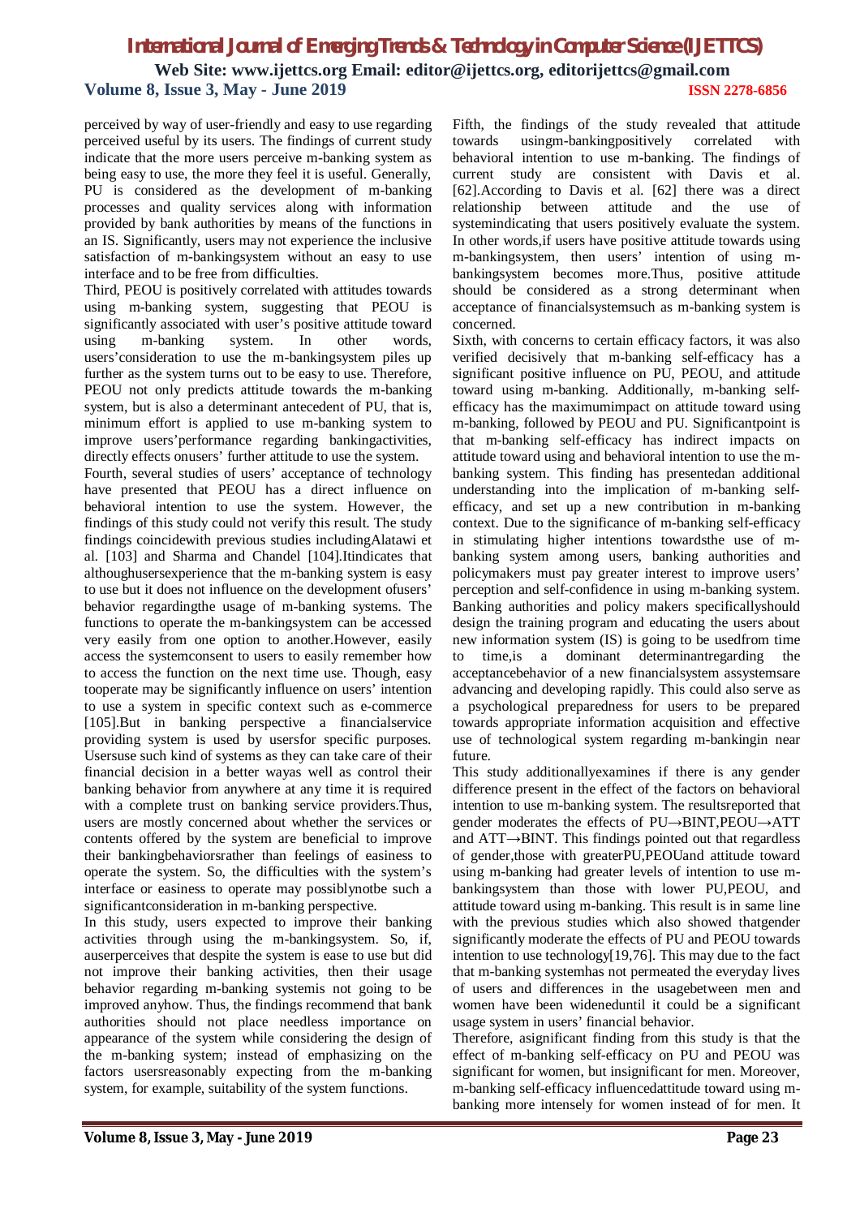perceived by way of user-friendly and easy to use regarding perceived useful by its users. The findings of current study indicate that the more users perceive m-banking system as being easy to use, the more they feel it is useful. Generally, PU is considered as the development of m-banking processes and quality services along with information provided by bank authorities by means of the functions in an IS. Significantly, users may not experience the inclusive satisfaction of m-bankingsystem without an easy to use interface and to be free from difficulties.

Third, PEOU is positively correlated with attitudes towards using m-banking system, suggesting that PEOU is significantly associated with user's positive attitude toward using m-banking system. In other words, users'consideration to use the m-bankingsystem piles up further as the system turns out to be easy to use. Therefore, PEOU not only predicts attitude towards the m-banking system, but is also a determinant antecedent of PU, that is, minimum effort is applied to use m-banking system to improve users'performance regarding bankingactivities, directly effects onusers' further attitude to use the system.

Fourth, several studies of users' acceptance of technology have presented that PEOU has a direct influence on behavioral intention to use the system. However, the findings of this study could not verify this result. The study findings coincidewith previous studies includingAlatawi et al. [103] and Sharma and Chandel [104].Itindicates that althoughusersexperience that the m-banking system is easy to use but it does not influence on the development ofusers' behavior regardingthe usage of m-banking systems. The functions to operate the m-bankingsystem can be accessed very easily from one option to another.However, easily access the systemconsent to users to easily remember how to access the function on the next time use. Though, easy tooperate may be significantly influence on users' intention to use a system in specific context such as e-commerce [105].But in banking perspective a financialservice providing system is used by usersfor specific purposes. Usersuse such kind of systems as they can take care of their financial decision in a better wayas well as control their banking behavior from anywhere at any time it is required with a complete trust on banking service providers.Thus, users are mostly concerned about whether the services or contents offered by the system are beneficial to improve their bankingbehaviorsrather than feelings of easiness to operate the system. So, the difficulties with the system's interface or easiness to operate may possiblynotbe such a significantconsideration in m-banking perspective.

In this study, users expected to improve their banking activities through using the m-bankingsystem. So, if, auserperceives that despite the system is ease to use but did not improve their banking activities, then their usage behavior regarding m-banking systemis not going to be improved anyhow. Thus, the findings recommend that bank authorities should not place needless importance on appearance of the system while considering the design of the m-banking system; instead of emphasizing on the factors usersreasonably expecting from the m-banking system, for example, suitability of the system functions.

Fifth, the findings of the study revealed that attitude towards usingm-bankingpositively correlated with behavioral intention to use m-banking. The findings of current study are consistent with Davis et al. [62].According to Davis et al. [62] there was a direct relationship between attitude and the use of systemindicating that users positively evaluate the system. In other words,if users have positive attitude towards using m-bankingsystem, then users' intention of using m-bankingsystem becomes more.Thus, positive attitude should be considered as a strong determinant when acceptance of financialsystemsuch as m-banking system is concerned.

Sixth, with concerns to certain efficacy factors, it was also verified decisively that m-banking self-efficacy has a significant positive influence on PU, PEOU, and attitude toward using m-banking. Additionally, m-banking self-efficacy has the maximumimpact on attitude toward using m-banking, followed by PEOU and PU. Significantpoint is that m-banking self-efficacy has indirect impacts on attitude toward using and behavioral intention to use the m-banking system. This finding has presentedan additional understanding into the implication of m-banking self-efficacy, and set up a new contribution in m-banking context. Due to the significance of m-banking self-efficacy in stimulating higher intentions towardsthe use of m-banking system among users, banking authorities and policymakers must pay greater interest to improve users' perception and self-confidence in using m-banking system. Banking authorities and policy makers specificallyshould design the training program and educating the users about new information system (IS) is going to be usedfrom time to time,is a dominant determinantregarding the acceptancebehavior of a new financialsystem assystemsare advancing and developing rapidly. This could also serve as a psychological preparedness for users to be prepared towards appropriate information acquisition and effective use of technological system regarding m-bankingin near future.

This study additionallyexamines if there is any gender difference present in the effect of the factors on behavioral intention to use m-banking system. The resultsreported that gender moderates the effects of PU→BINT,PEOU→ATT and ATT→BINT. This findings pointed out that regardless of gender,those with greaterPU,PEOUand attitude toward using m-banking had greater levels of intention to use m-bankingsystem than those with lower PU,PEOU, and attitude toward using m-banking. This result is in same line with the previous studies which also showed thatgender significantly moderate the effects of PU and PEOU towards intention to use technology[19,76]. This may due to the fact that m-banking systemhas not permeated the everyday lives of users and differences in the usagebetween men and women have been wideneduntil it could be a significant usage system in users' financial behavior.

Therefore, asignificant finding from this study is that the effect of m-banking self-efficacy on PU and PEOU was significant for women, but insignificant for men. Moreover, m-banking self-efficacy influencedattitude toward using m-banking more intensely for women instead of for men. It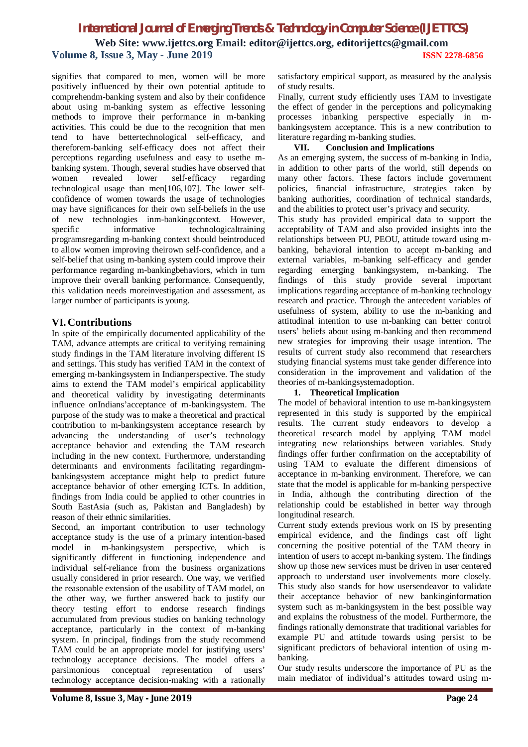signifies that compared to men, women will be more positively influenced by their own potential aptitude to comprehendm-banking system and also by their confidence about using m-banking system as effective lessoning methods to improve their performance in m-banking activities. This could be due to the recognition that men tend to have bettertechnological self-efficacy, and thereforem-banking self-efficacy does not affect their perceptions regarding usefulness and easy to usethe m-banking system. Though, several studies have observed that women revealed lower self-efficacy regarding technological usage than men[106,107]. The lower self-confidence of women towards the usage of technologies may have significances for their own self-beliefs in the use of new technologies inm-bankingcontext. However, specific informative technologicaltraining programsregarding m-banking context should beintroduced to allow women improving theirown self-confidence, and a self-belief that using m-banking system could improve their performance regarding m-bankingbehaviors, which in turn improve their overall banking performance. Consequently, this validation needs moreinvestigation and assessment, as larger number of participants is young.

## VI. Contributions

In spite of the empirically documented applicability of the TAM, advance attempts are critical to verifying remaining study findings in the TAM literature involving different IS and settings. This study has verified TAM in the context of emerging m-bankingsystem in Indianperspective. The study aims to extend the TAM model's empirical applicability and theoretical validity by investigating determinants influence onIndians'acceptance of m-bankingsystem. The purpose of the study was to make a theoretical and practical contribution to m-bankingsystem acceptance research by advancing the understanding of user's technology acceptance behavior and extending the TAM research including in the new context. Furthermore, understanding determinants and environments facilitating regardingm-bankingsystem acceptance might help to predict future acceptance behavior of other emerging ICTs. In addition, findings from India could be applied to other countries in South EastAsia (such as, Pakistan and Bangladesh) by reason of their ethnic similarities.

Second, an important contribution to user technology acceptance study is the use of a primary intention-based model in m-bankingsystem perspective, which is significantly different in functioning independence and individual self-reliance from the business organizations usually considered in prior research. One way, we verified the reasonable extension of the usability of TAM model, on the other way, we further answered back to justify our theory testing effort to endorse research findings accumulated from previous studies on banking technology acceptance, particularly in the context of m-banking system. In principal, findings from the study recommend TAM could be an appropriate model for justifying users' technology acceptance decisions. The model offers a parsimonious conceptual representation of users' technology acceptance decision-making with a rationally satisfactory empirical support, as measured by the analysis of study results.

Finally, current study efficiently uses TAM to investigate the effect of gender in the perceptions and policymaking processes inbanking perspective especially in m-bankingsystem acceptance. This is a new contribution to literature regarding m-banking studies.

## VII. Conclusion and Implications

As an emerging system, the success of m-banking in India, in addition to other parts of the world, still depends on many other factors. These factors include government policies, financial infrastructure, strategies taken by banking authorities, coordination of technical standards, and the abilities to protect user's privacy and security.

This study has provided empirical data to support the acceptability of TAM and also provided insights into the relationships between PU, PEOU, attitude toward using m-banking, behavioral intention to accept m-banking and external variables, m-banking self-efficacy and gender regarding emerging bankingsystem, m-banking. The findings of this study provide several important implications regarding acceptance of m-banking technology research and practice. Through the antecedent variables of usefulness of system, ability to use the m-banking and attitudinal intention to use m-banking can better control users' beliefs about using m-banking and then recommend new strategies for improving their usage intention. The results of current study also recommend that researchers studying financial systems must take gender difference into consideration in the improvement and validation of the theories of m-bankingsystemadoption.

### 1. Theoretical Implication

The model of behavioral intention to use m-bankingsystem represented in this study is supported by the empirical results. The current study endeavors to develop a theoretical research model by applying TAM model integrating new relationships between variables. Study findings offer further confirmation on the acceptability of using TAM to evaluate the different dimensions of acceptance in m-banking environment. Therefore, we can state that the model is applicable for m-banking perspective in India, although the contributing direction of the relationship could be established in better way through longitudinal research.

Current study extends previous work on IS by presenting empirical evidence, and the findings cast off light concerning the positive potential of the TAM theory in intention of users to accept m-banking system. The findings show up those new services must be driven in user centered approach to understand user involvements more closely. This study also stands for how usersendeavor to validate their acceptance behavior of new bankinginformation system such as m-bankingsystem in the best possible way and explains the robustness of the model. Furthermore, the findings rationally demonstrate that traditional variables for example PU and attitude towards using persist to be significant predictors of behavioral intention of using m-banking.

Our study results underscore the importance of PU as the main mediator of individual's attitudes toward using m-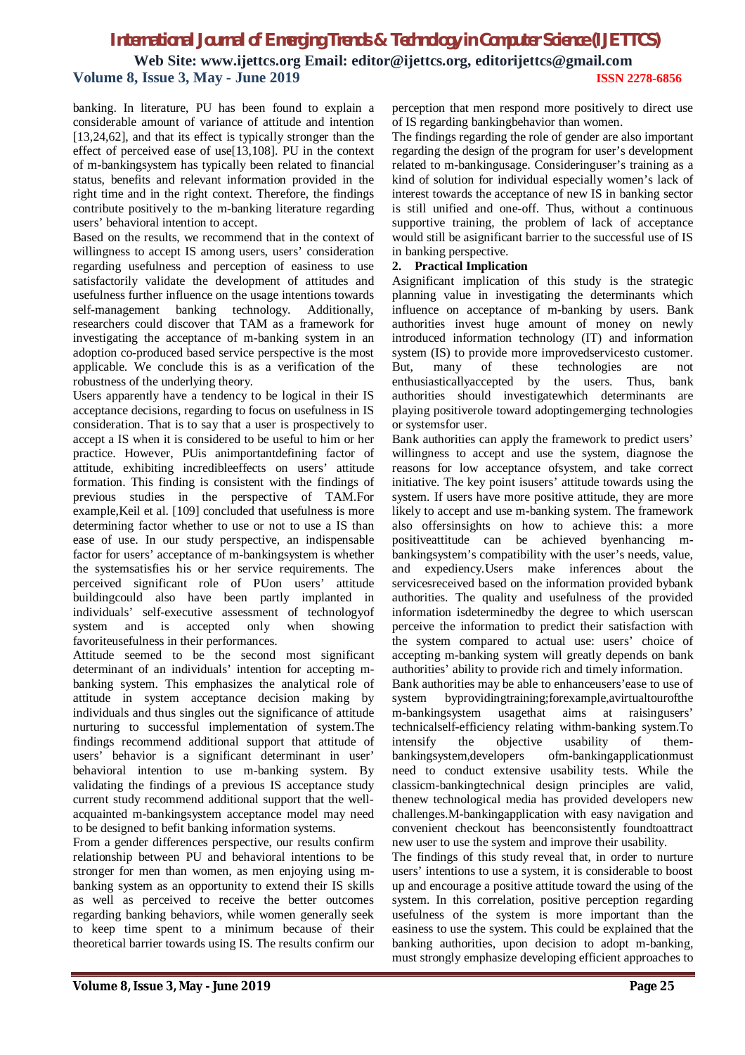banking. In literature, PU has been found to explain a considerable amount of variance of attitude and intention [13,24,62], and that its effect is typically stronger than the effect of perceived ease of use[13,108]. PU in the context of m-bankingsystem has typically been related to financial status, benefits and relevant information provided in the right time and in the right context. Therefore, the findings contribute positively to the m-banking literature regarding users' behavioral intention to accept.

Based on the results, we recommend that in the context of willingness to accept IS among users, users' consideration regarding usefulness and perception of easiness to use satisfactorily validate the development of attitudes and usefulness further influence on the usage intentions towards self-management banking technology. Additionally, researchers could discover that TAM as a framework for investigating the acceptance of m-banking system in an adoption co-produced based service perspective is the most applicable. We conclude this is as a verification of the robustness of the underlying theory.

Users apparently have a tendency to be logical in their IS acceptance decisions, regarding to focus on usefulness in IS consideration. That is to say that a user is prospectively to accept a IS when it is considered to be useful to him or her practice. However, PUis animportantdefining factor of attitude, exhibiting incredibleeffects on users' attitude formation. This finding is consistent with the findings of previous studies in the perspective of TAM.For example,Keil et al. [109] concluded that usefulness is more determining factor whether to use or not to use a IS than ease of use. In our study perspective, an indispensable factor for users' acceptance of m-bankingsystem is whether the systemsatisfies his or her service requirements. The perceived significant role of PUon users' attitude buildingcould also have been partly implanted in individuals' self-executive assessment of technologyof system and is accepted only when showing favoriteusefulness in their performances.

Attitude seemed to be the second most significant determinant of an individuals' intention for accepting m-banking system. This emphasizes the analytical role of attitude in system acceptance decision making by individuals and thus singles out the significance of attitude nurturing to successful implementation of system.The findings recommend additional support that attitude of users' behavior is a significant determinant in user' behavioral intention to use m-banking system. By validating the findings of a previous IS acceptance study current study recommend additional support that the well-acquainted m-bankingsystem acceptance model may need to be designed to befit banking information systems.

From a gender differences perspective, our results confirm relationship between PU and behavioral intentions to be stronger for men than women, as men enjoying using m-banking system as an opportunity to extend their IS skills as well as perceived to receive the better outcomes regarding banking behaviors, while women generally seek to keep time spent to a minimum because of their theoretical barrier towards using IS. The results confirm our perception that men respond more positively to direct use of IS regarding bankingbehavior than women.

The findings regarding the role of gender are also important regarding the design of the program for user's development related to m-bankingusage. Consideringuser's training as a kind of solution for individual especially women's lack of interest towards the acceptance of new IS in banking sector is still unified and one-off. Thus, without a continuous supportive training, the problem of lack of acceptance would still be asignificant barrier to the successful use of IS in banking perspective.

**2. Practical Implication**

Asignificant implication of this study is the strategic planning value in investigating the determinants which influence on acceptance of m-banking by users. Bank authorities invest huge amount of money on newly introduced information technology (IT) and information system (IS) to provide more improvedservicesto customer. But, many of these technologies are not enthusiasticallyaccepted by the users. Thus, bank authorities should investigatewhich determinants are playing positiverole toward adoptingemerging technologies or systemsfor user.

Bank authorities can apply the framework to predict users' willingness to accept and use the system, diagnose the reasons for low acceptance ofsystem, and take correct initiative. The key point isusers' attitude towards using the system. If users have more positive attitude, they are more likely to accept and use m-banking system. The framework also offersinsights on how to achieve this: a more positiveattitude can be achieved byenhancing m-bankingsystem's compatibility with the user's needs, value, and expediency.Users make inferences about the servicesreceived based on the information provided bybank authorities. The quality and usefulness of the provided information isdeterminedby the degree to which userscan perceive the information to predict their satisfaction with the system compared to actual use: users' choice of accepting m-banking system will greatly depends on bank authorities' ability to provide rich and timely information.

Bank authorities may be able to enhanceusers'ease to use of system byprovidingtraining;forexample,avirtualtourofthe m-bankingsystem usagethat aims at raisingusers' technicalself-efficiency relating withm-banking system.To intensify the objective usability of them-bankingsystem,developers ofm-bankingapplicationmust need to conduct extensive usability tests. While the classicm-bankingtechnical design principles are valid, thenew technological media has provided developers new challenges.M-bankingapplication with easy navigation and convenient checkout has beenconsistently foundtoattract new user to use the system and improve their usability.

The findings of this study reveal that, in order to nurture users' intentions to use a system, it is considerable to boost up and encourage a positive attitude toward the using of the system. In this correlation, positive perception regarding usefulness of the system is more important than the easiness to use the system. This could be explained that the banking authorities, upon decision to adopt m-banking, must strongly emphasize developing efficient approaches to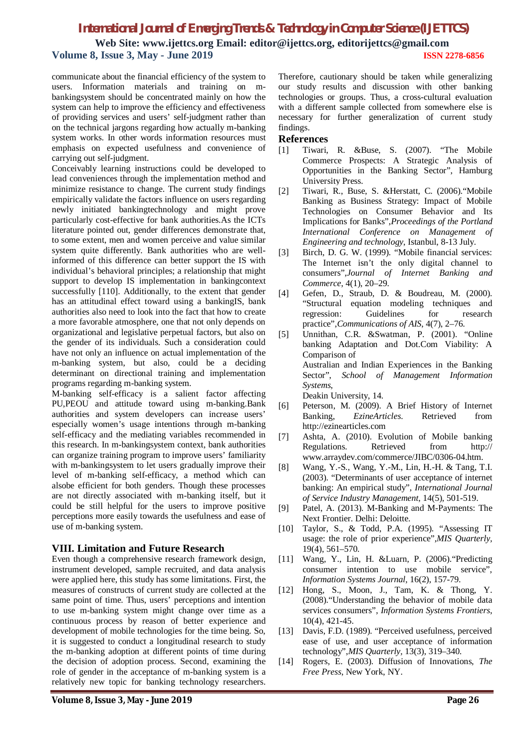communicate about the financial efficiency of the system to users. Information materials and training on m-bankingsystem should be concentrated mainly on how the system can help to improve the efficiency and effectiveness of providing services and users' self-judgment rather than on the technical jargons regarding how actually m-banking system works. In other words information resources must emphasis on expected usefulness and convenience of carrying out self-judgment.

Conceivably learning instructions could be developed to lead conveniences through the implementation method and minimize resistance to change. The current study findings empirically validate the factors influence on users regarding newly initiated bankingtechnology and might prove particularly cost-effective for bank authorities.As the ICTs literature pointed out, gender differences demonstrate that, to some extent, men and women perceive and value similar system quite differently. Bank authorities who are well-informed of this difference can better support the IS with individual's behavioral principles; a relationship that might support to develop IS implementation in bankingcontext successfully [110]. Additionally, to the extent that gender has an attitudinal effect toward using a bankingIS, bank authorities also need to look into the fact that how to create a more favorable atmosphere, one that not only depends on organizational and legislative perpetual factors, but also on the gender of its individuals. Such a consideration could have not only an influence on actual implementation of the m-banking system, but also, could be a deciding determinant on directional training and implementation programs regarding m-banking system.

M-banking self-efficacy is a salient factor affecting PU,PEOU and attitude toward using m-banking.Bank authorities and system developers can increase users' especially women's usage intentions through m-banking self-efficacy and the mediating variables recommended in this research. In m-bankingsystem context, bank authorities can organize training program to improve users' familiarity with m-bankingsystem to let users gradually improve their level of m-banking self-efficacy, a method which can alsobe efficient for both genders. Though these processes are not directly associated with m-banking itself, but it could be still helpful for the users to improve positive perceptions more easily towards the usefulness and ease of use of m-banking system.

## VIII. Limitation and Future Research

Even though a comprehensive research framework design, instrument developed, sample recruited, and data analysis were applied here, this study has some limitations. First, the measures of constructs of current study are collected at the same point of time. Thus, users' perceptions and intention to use m-banking system might change over time as a continuous process by reason of better experience and development of mobile technologies for the time being. So, it is suggested to conduct a longitudinal research to study the m-banking adoption at different points of time during the decision of adoption process. Second, examining the role of gender in the acceptance of m-banking system is a relatively new topic for banking technology researchers. Therefore, cautionary should be taken while generalizing our study results and discussion with other banking technologies or groups. Thus, a cross-cultural evaluation with a different sample collected from somewhere else is necessary for further generalization of current study findings.

## References

[1] Tiwari, R. &Buse, S. (2007). "The Mobile Commerce Prospects: A Strategic Analysis of Opportunities in the Banking Sector", Hamburg University Press.

[2] Tiwari, R., Buse, S. &Herstatt, C. (2006)."Mobile Banking as Business Strategy: Impact of Mobile Technologies on Consumer Behavior and Its Implications for Banks",*Proceedings of the Portland International Conference on Management of Engineering and technology*, Istanbul, 8-13 July.

[3] Birch, D. G. W. (1999). "Mobile financial services: The Internet isn't the only digital channel to consumers",*Journal of Internet Banking and Commerce*, 4(1), 20–29.

[4] Gefen, D., Straub, D. & Boudreau, M. (2000). "Structural equation modeling techniques and regression: Guidelines for research practice",*Communications of AIS*, 4(7), 2–76.

[5] Unnithan, C.R. &Swatman, P. (2001). "Online banking Adaptation and Dot.Com Viability: A Comparison of
Australian and Indian Experiences in the Banking Sector", *School of Management Information Systems*,
Deakin University, 14.

[6] Peterson, M. (2009). A Brief History of Internet Banking, *EzineArticles.* Retrieved from http://ezinearticles.com

[7] Ashta, A. (2010). Evolution of Mobile banking Regulations. Retrieved from http:// www.arraydev.com/commerce/JIBC/0306-04.htm.

[8] Wang, Y.-S., Wang, Y.-M., Lin, H.-H. & Tang, T.I. (2003). "Determinants of user acceptance of internet banking: An empirical study", *International Journal of Service Industry Management*, 14(5), 501-519.

[9] Patel, A. (2013). M-Banking and M-Payments: The Next Frontier. Delhi: Deloitte.

[10] Taylor, S., & Todd, P.A. (1995). "Assessing IT usage: the role of prior experience",*MIS Quarterly*, 19(4), 561–570.

[11] Wang, Y., Lin, H. &Luarn, P. (2006)."Predicting consumer intention to use mobile service", *Information Systems Journal*, 16(2), 157-79.

[12] Hong, S., Moon, J., Tam, K. & Thong, Y. (2008)."Understanding the behavior of mobile data services consumers", *Information Systems Frontiers*, 10(4), 421-45.

[13] Davis, F.D. (1989). "Perceived usefulness, perceived ease of use, and user acceptance of information technology",*MIS Quarterly*, 13(3), 319–340.

[14] Rogers, E. (2003). Diffusion of Innovations, *The Free Press*, New York, NY.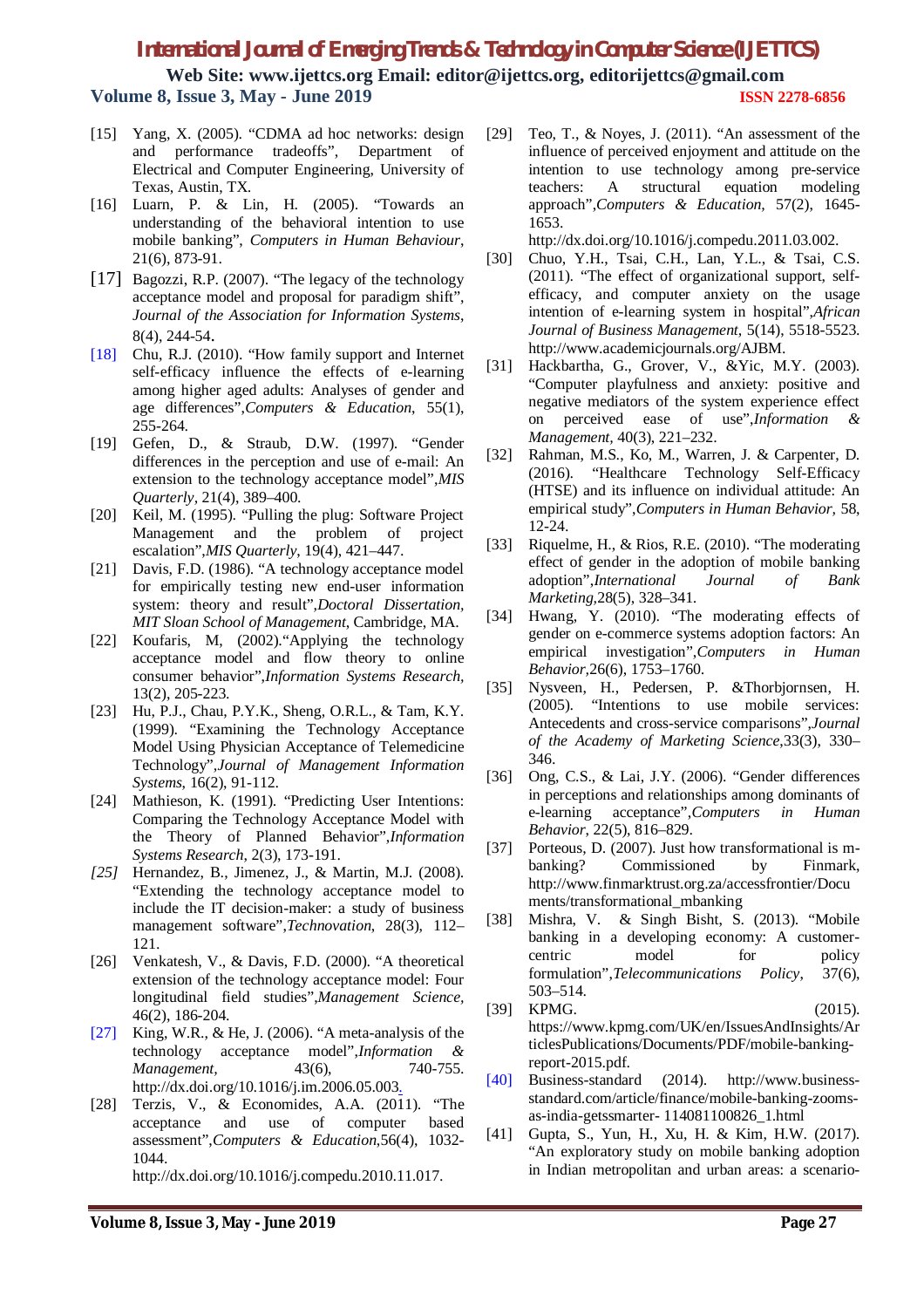[15] Yang, X. (2005). "CDMA ad hoc networks: design and performance tradeoffs", Department of Electrical and Computer Engineering, University of Texas, Austin, TX.

[16] Luarn, P. & Lin, H. (2005). "Towards an understanding of the behavioral intention to use mobile banking", *Computers in Human Behaviour*, 21(6), 873-91.

[17] Bagozzi, R.P. (2007). "The legacy of the technology acceptance model and proposal for paradigm shift", *Journal of the Association for Information Systems*, 8(4), 244-54.

[18] Chu, R.J. (2010). "How family support and Internet self-efficacy influence the effects of e-learning among higher aged adults: Analyses of gender and age differences",*Computers & Education*, 55(1), 255-264.

[19] Gefen, D., & Straub, D.W. (1997). "Gender differences in the perception and use of e-mail: An extension to the technology acceptance model",*MIS Quarterly*, 21(4), 389–400.

[20] Keil, M. (1995). "Pulling the plug: Software Project Management and the problem of project escalation",*MIS Quarterly*, 19(4), 421–447.

[21] Davis, F.D. (1986). "A technology acceptance model for empirically testing new end-user information system: theory and result",*Doctoral Dissertation, MIT Sloan School of Management*, Cambridge, MA.

[22] Koufaris, M, (2002)."Applying the technology acceptance model and flow theory to online consumer behavior",*Information Systems Research*, 13(2), 205-223.

[23] Hu, P.J., Chau, P.Y.K., Sheng, O.R.L., & Tam, K.Y. (1999). "Examining the Technology Acceptance Model Using Physician Acceptance of Telemedicine Technology",*Journal of Management Information Systems*, 16(2), 91-112.

[24] Mathieson, K. (1991). "Predicting User Intentions: Comparing the Technology Acceptance Model with the Theory of Planned Behavior",*Information Systems Research*, 2(3), 173-191.

[25] Hernandez, B., Jimenez, J., & Martin, M.J. (2008). "Extending the technology acceptance model to include the IT decision-maker: a study of business management software",*Technovation*, 28(3), 112–121.

[26] Venkatesh, V., & Davis, F.D. (2000). "A theoretical extension of the technology acceptance model: Four longitudinal field studies",*Management Science*, 46(2), 186-204.

[27] King, W.R., & He, J. (2006). "A meta-analysis of the technology acceptance model",*Information & Management*, 43(6), 740-755. http://dx.doi.org/10.1016/j.im.2006.05.003.

[28] Terzis, V., & Economides, A.A. (2011). "The acceptance and use of computer based assessment",*Computers & Education*,56(4), 1032-1044. http://dx.doi.org/10.1016/j.compedu.2010.11.017.

[29] Teo, T., & Noyes, J. (2011). "An assessment of the influence of perceived enjoyment and attitude on the intention to use technology among pre-service teachers: A structural equation modeling approach",*Computers & Education*, 57(2), 1645-1653. http://dx.doi.org/10.1016/j.compedu.2011.03.002.

[30] Chuo, Y.H., Tsai, C.H., Lan, Y.L., & Tsai, C.S. (2011). "The effect of organizational support, self-efficacy, and computer anxiety on the usage intention of e-learning system in hospital",*African Journal of Business Management*, 5(14), 5518-5523. http://www.academicjournals.org/AJBM.

[31] Hackbartha, G., Grover, V., &Yic, M.Y. (2003). "Computer playfulness and anxiety: positive and negative mediators of the system experience effect on perceived ease of use",*Information & Management*, 40(3), 221–232.

[32] Rahman, M.S., Ko, M., Warren, J. & Carpenter, D. (2016). "Healthcare Technology Self-Efficacy (HTSE) and its influence on individual attitude: An empirical study",*Computers in Human Behavior*, 58, 12-24.

[33] Riquelme, H., & Rios, R.E. (2010). "The moderating effect of gender in the adoption of mobile banking adoption",*International Journal of Bank Marketing*,28(5), 328–341.

[34] Hwang, Y. (2010). "The moderating effects of gender on e-commerce systems adoption factors: An empirical investigation",*Computers in Human Behavior*,26(6), 1753–1760.

[35] Nysveen, H., Pedersen, P. &Thorbjornsen, H. (2005). "Intentions to use mobile services: Antecedents and cross-service comparisons",*Journal of the Academy of Marketing Science*,33(3), 330–346.

[36] Ong, C.S., & Lai, J.Y. (2006). "Gender differences in perceptions and relationships among dominants of e-learning acceptance",*Computers in Human Behavior*, 22(5), 816–829.

[37] Porteous, D. (2007). Just how transformational is m-banking? Commissioned by Finmark, http://www.finmarktrust.org.za/accessfrontier/Documents/transformational_mbanking

[38] Mishra, V. & Singh Bisht, S. (2013). "Mobile banking in a developing economy: A customer-centric model for policy formulation",*Telecommunications Policy*, 37(6), 503–514.

[39] KPMG. (2015). https://www.kpmg.com/UK/en/IssuesAndInsights/ArticlesPublications/Documents/PDF/mobile-banking-report-2015.pdf.

[40] Business-standard (2014). http://www.business-standard.com/article/finance/mobile-banking-zooms-as-india-getssmarter- 114081100826_1.html

[41] Gupta, S., Yun, H., Xu, H. & Kim, H.W. (2017). "An exploratory study on mobile banking adoption in Indian metropolitan and urban areas: a scenario-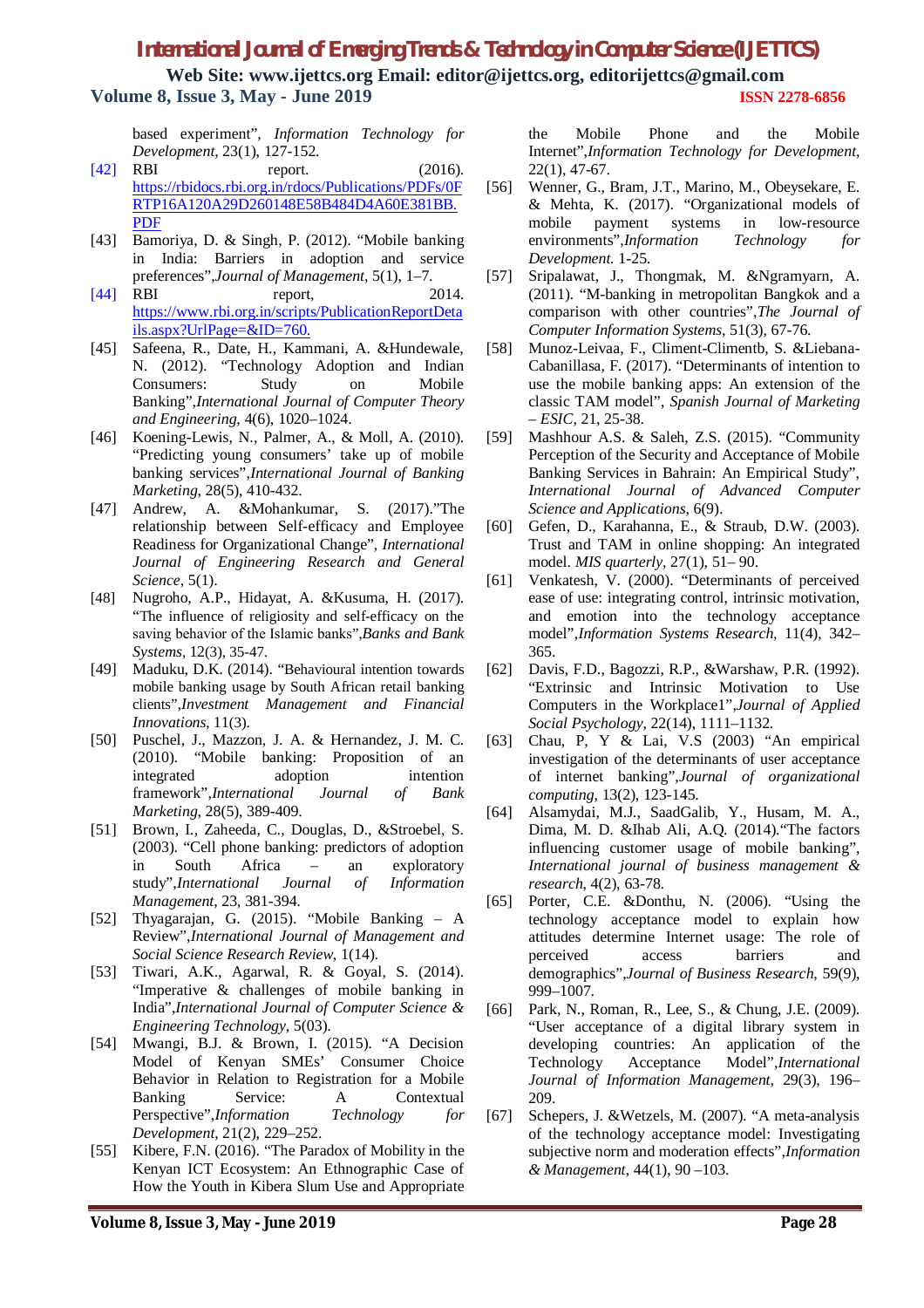based experiment", *Information Technology for Development*, 23(1), 127-152.

[42] RBI report. (2016). https://rbidocs.rbi.org.in/rdocs/Publications/PDFs/0FRTP16A120A29D260148E58B484D4A60E381BB.PDF

[43] Bamoriya, D. & Singh, P. (2012). "Mobile banking in India: Barriers in adoption and service preferences",*Journal of Management*, 5(1), 1–7.

[44] RBI report, 2014. https://www.rbi.org.in/scripts/PublicationReportDetails.aspx?UrlPage=&ID=760.

[45] Safeena, R., Date, H., Kammani, A. &Hundewale, N. (2012). "Technology Adoption and Indian Consumers: Study on Mobile Banking",*International Journal of Computer Theory and Engineering*, 4(6), 1020–1024.

[46] Koening-Lewis, N., Palmer, A., & Moll, A. (2010). "Predicting young consumers' take up of mobile banking services",*International Journal of Banking Marketing*, 28(5), 410-432.

[47] Andrew, A. &Mohankumar, S. (2017)."The relationship between Self-efficacy and Employee Readiness for Organizational Change", *International Journal of Engineering Research and General Science*, 5(1).

[48] Nugroho, A.P., Hidayat, A. &Kusuma, H. (2017). "The influence of religiosity and self-efficacy on the saving behavior of the Islamic banks",*Banks and Bank Systems*, 12(3), 35-47.

[49] Maduku, D.K. (2014). "Behavioural intention towards mobile banking usage by South African retail banking clients",*Investment Management and Financial Innovations*, 11(3).

[50] Puschel, J., Mazzon, J. A. & Hernandez, J. M. C. (2010). "Mobile banking: Proposition of an integrated adoption intention framework",*International Journal of Bank Marketing*, 28(5), 389-409.

[51] Brown, I., Zaheeda, C., Douglas, D., &Stroebel, S. (2003). "Cell phone banking: predictors of adoption in South Africa – an exploratory study",*International Journal of Information Management*, 23, 381-394.

[52] Thyagarajan, G. (2015). "Mobile Banking – A Review",*International Journal of Management and Social Science Research Review*, 1(14).

[53] Tiwari, A.K., Agarwal, R. & Goyal, S. (2014). "Imperative & challenges of mobile banking in India",*International Journal of Computer Science & Engineering Technology*, 5(03).

[54] Mwangi, B.J. & Brown, I. (2015). "A Decision Model of Kenyan SMEs' Consumer Choice Behavior in Relation to Registration for a Mobile Banking Service: A Contextual Perspective",*Information Technology for Development*, 21(2), 229–252.

[55] Kibere, F.N. (2016). "The Paradox of Mobility in the Kenyan ICT Ecosystem: An Ethnographic Case of How the Youth in Kibera Slum Use and Appropriate the Mobile Phone and the Mobile Internet",*Information Technology for Development,* 22(1), 47-67.

[56] Wenner, G., Bram, J.T., Marino, M., Obeysekare, E. & Mehta, K. (2017). "Organizational models of mobile payment systems in low-resource environments",*Information Technology for Development.* 1-25.

[57] Sripalawat, J., Thongmak, M. &Ngramyarn, A. (2011). "M-banking in metropolitan Bangkok and a comparison with other countries",*The Journal of Computer Information Systems*, 51(3), 67-76.

[58] Munoz-Leivaa, F., Climent-Climentb, S. &Liebana-Cabanillasa, F. (2017). "Determinants of intention to use the mobile banking apps: An extension of the classic TAM model", *Spanish Journal of Marketing – ESIC,* 21, 25-38.

[59] Mashhour A.S. & Saleh, Z.S. (2015). "Community Perception of the Security and Acceptance of Mobile Banking Services in Bahrain: An Empirical Study", *International Journal of Advanced Computer Science and Applications*, 6(9).

[60] Gefen, D., Karahanna, E., & Straub, D.W. (2003). Trust and TAM in online shopping: An integrated model. *MIS quarterly*, 27(1), 51– 90.

[61] Venkatesh, V. (2000). "Determinants of perceived ease of use: integrating control, intrinsic motivation, and emotion into the technology acceptance model",*Information Systems Research,* 11(4), 342–365.

[62] Davis, F.D., Bagozzi, R.P., &Warshaw, P.R. (1992). "Extrinsic and Intrinsic Motivation to Use Computers in the Workplace1",*Journal of Applied Social Psychology*, 22(14), 1111–1132.

[63] Chau, P, Y & Lai, V.S (2003) "An empirical investigation of the determinants of user acceptance of internet banking",*Journal of organizational computing*, 13(2), 123-145.

[64] Alsamydai, M.J., SaadGalib, Y., Husam, M. A., Dima, M. D. &Ihab Ali, A.Q. (2014)."The factors influencing customer usage of mobile banking", *International journal of business management & research*, 4(2), 63-78.

[65] Porter, C.E. &Donthu, N. (2006). "Using the technology acceptance model to explain how attitudes determine Internet usage: The role of perceived access barriers and demographics",*Journal of Business Research,* 59(9), 999–1007.

[66] Park, N., Roman, R., Lee, S., & Chung, J.E. (2009). "User acceptance of a digital library system in developing countries: An application of the Technology Acceptance Model",*International Journal of Information Management*, 29(3), 196–209.

[67] Schepers, J. &Wetzels, M. (2007). "A meta-analysis of the technology acceptance model: Investigating subjective norm and moderation effects",*Information & Management*, 44(1), 90 –103.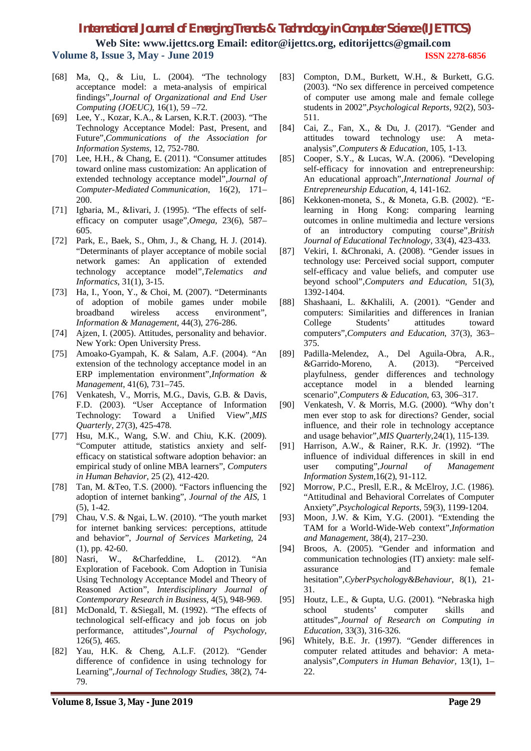[68] Ma, Q., & Liu, L. (2004). "The technology acceptance model: a meta-analysis of empirical findings",*Journal of Organizational and End User Computing (JOEUC)*, 16(1), 59 –72.

[69] Lee, Y., Kozar, K.A., & Larsen, K.R.T. (2003). "The Technology Acceptance Model: Past, Present, and Future",*Communications of the Association for Information Systems,* 12, 752-780.

[70] Lee, H.H., & Chang, E. (2011). "Consumer attitudes toward online mass customization: An application of extended technology acceptance model",*Journal of Computer-Mediated Communication*, 16(2), 171–200.

[71] Igbaria, M., &Iivari, J. (1995). "The effects of self-efficacy on computer usage",*Omega,* 23(6), 587–605.

[72] Park, E., Baek, S., Ohm, J., & Chang, H. J. (2014). "Determinants of player acceptance of mobile social network games: An application of extended technology acceptance model",*Telematics and Informatics*, 31(1), 3-15.

[73] Ha, I., Yoon, Y., & Choi, M. (2007). "Determinants of adoption of mobile games under mobile broadband wireless access environment", *Information & Management*, 44(3), 276-286.

[74] Ajzen, I. (2005). Attitudes, personality and behavior. New York: Open University Press.

[75] Amoako-Gyampah, K. & Salam, A.F. (2004). "An extension of the technology acceptance model in an ERP implementation environment",*Information & Management*, 41(6), 731–745.

[76] Venkatesh, V., Morris, M.G., Davis, G.B. & Davis, F.D. (2003). "User Acceptance of Information Technology: Toward a Unified View",*MIS Quarterly*, 27(3), 425-478.

[77] Hsu, M.K., Wang, S.W. and Chiu, K.K. (2009). "Computer attitude, statistics anxiety and self-efficacy on statistical software adoption behavior: an empirical study of online MBA learners", *Computers in Human Behavior,* 25 (2), 412-420.

[78] Tan, M. &Teo, T.S. (2000). "Factors influencing the adoption of internet banking", *Journal of the AIS*, 1 (5), 1-42.

[79] Chau, V.S. & Ngai, L.W. (2010). "The youth market for internet banking services: perceptions, attitude and behavior", *Journal of Services Marketing*, 24 (1), pp. 42-60.

[80] Nasri, W., &Charfeddine, L. (2012). "An Exploration of Facebook. Com Adoption in Tunisia Using Technology Acceptance Model and Theory of Reasoned Action", *Interdisciplinary Journal of Contemporary Research in Business*, 4(5), 948-969.

[81] McDonald, T. &Siegall, M. (1992). "The effects of technological self-efficacy and job focus on job performance, attitudes",*Journal of Psychology,* 126(5), 465.

[82] Yau, H.K. & Cheng, A.L.F. (2012). "Gender difference of confidence in using technology for Learning",*Journal of Technology Studies*, 38(2), 74-79.

[83] Compton, D.M., Burkett, W.H., & Burkett, G.G. (2003). "No sex difference in perceived competence of computer use among male and female college students in 2002",*Psychological Reports*, 92(2), 503-511.

[84] Cai, Z., Fan, X., & Du, J. (2017). "Gender and attitudes toward technology use: A meta-analysis",*Computers & Education*, 105, 1-13.

[85] Cooper, S.Y., & Lucas, W.A. (2006). "Developing self-efficacy for innovation and entrepreneurship: An educational approach",*International Journal of Entrepreneurship Education*, 4, 141-162.

[86] Kekkonen-moneta, S., & Moneta, G.B. (2002). "E-learning in Hong Kong: comparing learning outcomes in online multimedia and lecture versions of an introductory computing course",*British Journal of Educational Technology,* 33(4), 423-433.

[87] Vekiri, I. &Chronaki, A. (2008). "Gender issues in technology use: Perceived social support, computer self-efficacy and value beliefs, and computer use beyond school",*Computers and Education,* 51(3), 1392-1404.

[88] Shashaani, L. &Khalili, A. (2001). "Gender and computers: Similarities and differences in Iranian College Students' attitudes toward computers",*Computers and Education*, 37(3), 363–375.

[89] Padilla-Melendez, A., Del Aguila-Obra, A.R., &Garrido-Moreno, A. (2013). "Perceived playfulness, gender differences and technology acceptance model in a blended learning scenario",*Computers & Education*, 63, 306–317.

[90] Venkatesh, V. & Morris, M.G. (2000). "Why don't men ever stop to ask for directions? Gender, social influence, and their role in technology acceptance and usage behavior",*MIS Quarterly*,24(1), 115-139.

[91] Harrison, A.W., & Rainer, R.K. Jr. (1992). "The influence of individual differences in skill in end user computing",*Journal of Management Information System,*16(2), 91-112.

[92] Morrow, P.C., Presll, E.R., & McElroy, J.C. (1986). "Attitudinal and Behavioral Correlates of Computer Anxiety",*Psychological Reports,* 59(3), 1199-1204.

[93] Moon, J.W. & Kim, Y.G. (2001). "Extending the TAM for a World-Wide-Web context",*Information and Management,* 38(4), 217–230.

[94] Broos, A. (2005). "Gender and information and communication technologies (IT) anxiety: male self-assurance and female hesitation",*CyberPsychology&Behaviour*, 8(1), 21-31.

[95] Houtz, L.E., & Gupta, U.G. (2001). "Nebraska high school students' computer skills and attitudes",*Journal of Research on Computing in Education,* 33(3), 316-326.

[96] Whitely, B.E. Jr. (1997). "Gender differences in computer related attitudes and behavior: A meta-analysis",*Computers in Human Behavior,* 13(1), 1–22.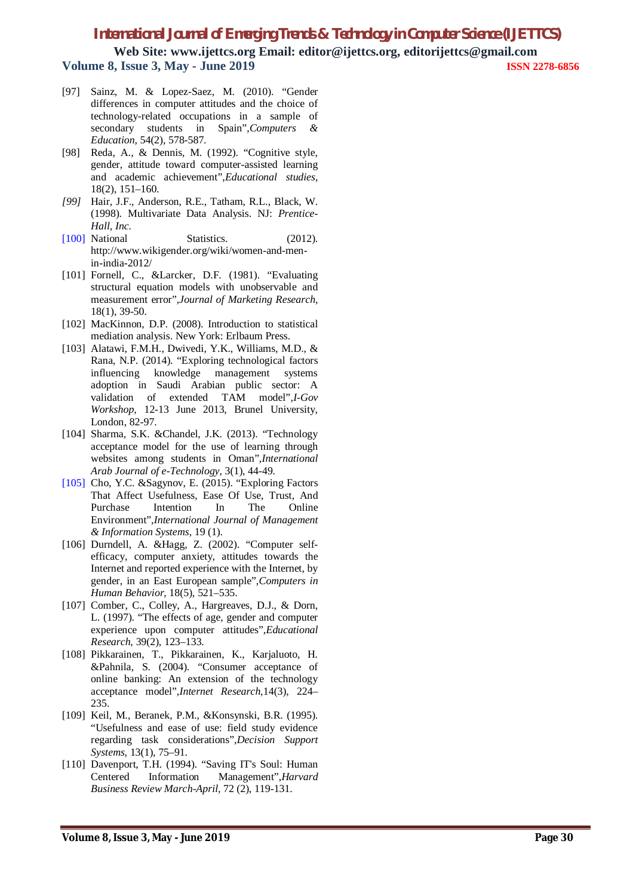[97] Sainz, M. & Lopez-Saez, M. (2010). "Gender differences in computer attitudes and the choice of technology-related occupations in a sample of secondary students in Spain",*Computers & Education*, 54(2), 578-587.

[98] Reda, A., & Dennis, M. (1992). "Cognitive style, gender, attitude toward computer-assisted learning and academic achievement",*Educational studies*, 18(2), 151–160.

*[99]* Hair, J.F., Anderson, R.E., Tatham, R.L., Black, W. (1998). Multivariate Data Analysis. NJ: *Prentice-Hall, Inc.*

[100] National Statistics. (2012). http://www.wikigender.org/wiki/women-and-men-in-india-2012/

[101] Fornell, C., &Larcker, D.F. (1981). "Evaluating structural equation models with unobservable and measurement error",*Journal of Marketing Research*, 18(1), 39-50.

[102] MacKinnon, D.P. (2008). Introduction to statistical mediation analysis. New York: Erlbaum Press.

[103] Alatawi, F.M.H., Dwivedi, Y.K., Williams, M.D., & Rana, N.P. (2014). "Exploring technological factors influencing knowledge management systems adoption in Saudi Arabian public sector: A validation of extended TAM model",*I-Gov Workshop*, 12-13 June 2013, Brunel University, London, 82-97.

[104] Sharma, S.K. &Chandel, J.K. (2013). "Technology acceptance model for the use of learning through websites among students in Oman",*International Arab Journal of e-Technology*, 3(1), 44-49.

[105] Cho, Y.C. &Sagynov, E. (2015). "Exploring Factors That Affect Usefulness, Ease Of Use, Trust, And Purchase Intention In The Online Environment",*International Journal of Management & Information Systems*, 19 (1).

[106] Durndell, A. &Hagg, Z. (2002). "Computer self-efficacy, computer anxiety, attitudes towards the Internet and reported experience with the Internet, by gender, in an East European sample",*Computers in Human Behavior*, 18(5), 521–535.

[107] Comber, C., Colley, A., Hargreaves, D.J., & Dorn, L. (1997). "The effects of age, gender and computer experience upon computer attitudes",*Educational Research*, 39(2), 123–133.

[108] Pikkarainen, T., Pikkarainen, K., Karjaluoto, H. &Pahnila, S. (2004). "Consumer acceptance of online banking: An extension of the technology acceptance model",*Internet Research*,14(3), 224–235.

[109] Keil, M., Beranek, P.M., &Konsynski, B.R. (1995). "Usefulness and ease of use: field study evidence regarding task considerations",*Decision Support Systems,* 13(1), 75–91.

[110] Davenport, T.H. (1994). "Saving IT's Soul: Human Centered Information Management",*Harvard Business Review March-April*, 72 (2), 119-131.